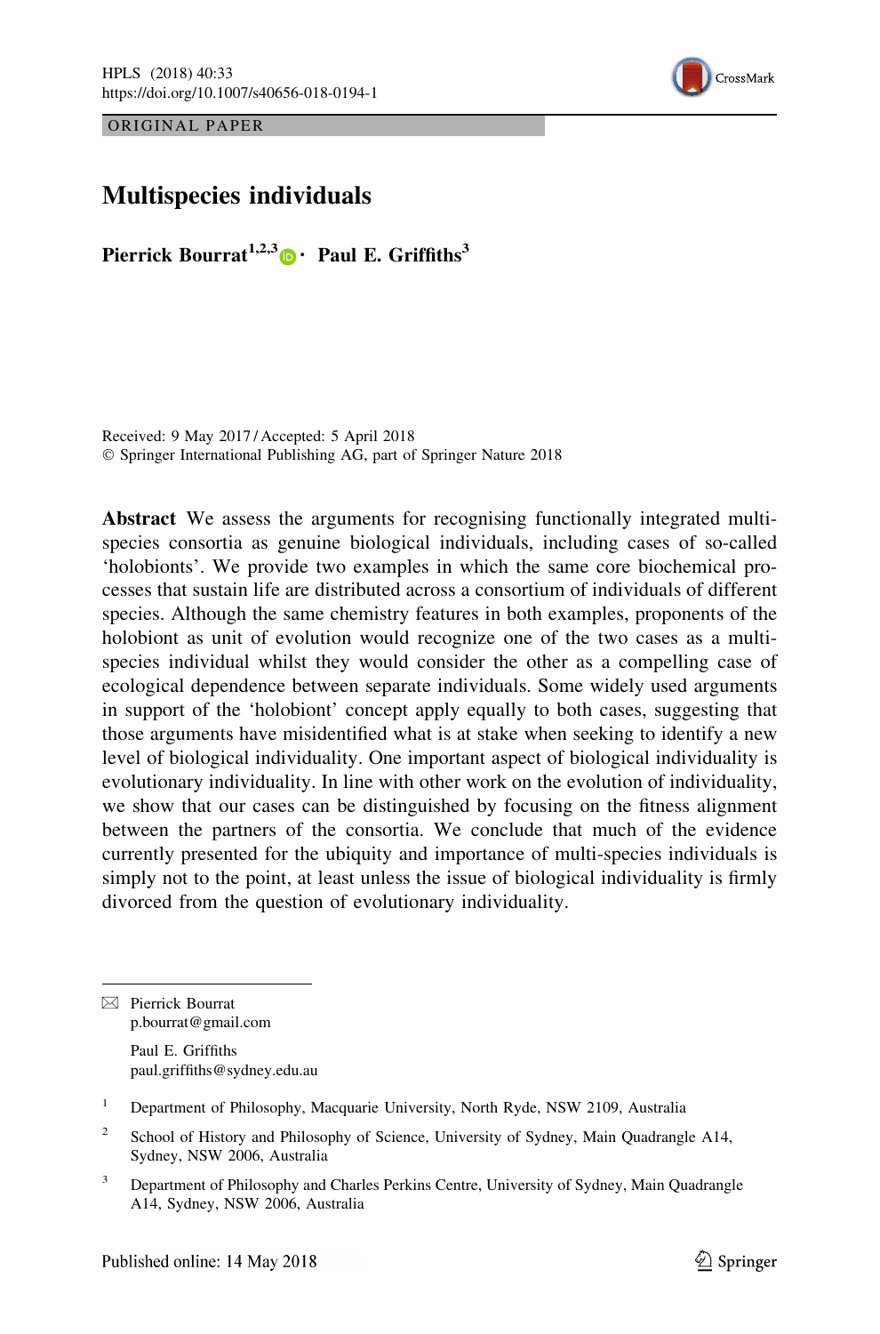ORIGINAL PAPER

# Multispecies individuals

**Pierrick Bourrat[1,2,3] · Paul E. Griffiths[3]**

Received: 9 May 2017 / Accepted: 5 April 2018
© Springer International Publishing AG, part of Springer Nature 2018

**Abstract** We assess the arguments for recognising functionally integrated multi-species consortia as genuine biological individuals, including cases of so-called 'holobionts'. We provide two examples in which the same core biochemical processes that sustain life are distributed across a consortium of individuals of different species. Although the same chemistry features in both examples, proponents of the holobiont as unit of evolution would recognize one of the two cases as a multi-species individual whilst they would consider the other as a compelling case of ecological dependence between separate individuals. Some widely used arguments in support of the 'holobiont' concept apply equally to both cases, suggesting that those arguments have misidentified what is at stake when seeking to identify a new level of biological individuality. One important aspect of biological individuality is evolutionary individuality. In line with other work on the evolution of individuality, we show that our cases can be distinguished by focusing on the fitness alignment between the partners of the consortia. We conclude that much of the evidence currently presented for the ubiquity and importance of multi-species individuals is simply not to the point, at least unless the issue of biological individuality is firmly divorced from the question of evolutionary individuality.

✉ Pierrick Bourrat
p.bourrat@gmail.com

Paul E. Griffiths
paul.griffiths@sydney.edu.au

[1] Department of Philosophy, Macquarie University, North Ryde, NSW 2109, Australia

[2] School of History and Philosophy of Science, University of Sydney, Main Quadrangle A14, Sydney, NSW 2006, Australia

[3] Department of Philosophy and Charles Perkins Centre, University of Sydney, Main Quadrangle A14, Sydney, NSW 2006, Australia

Published online: 14 May 2018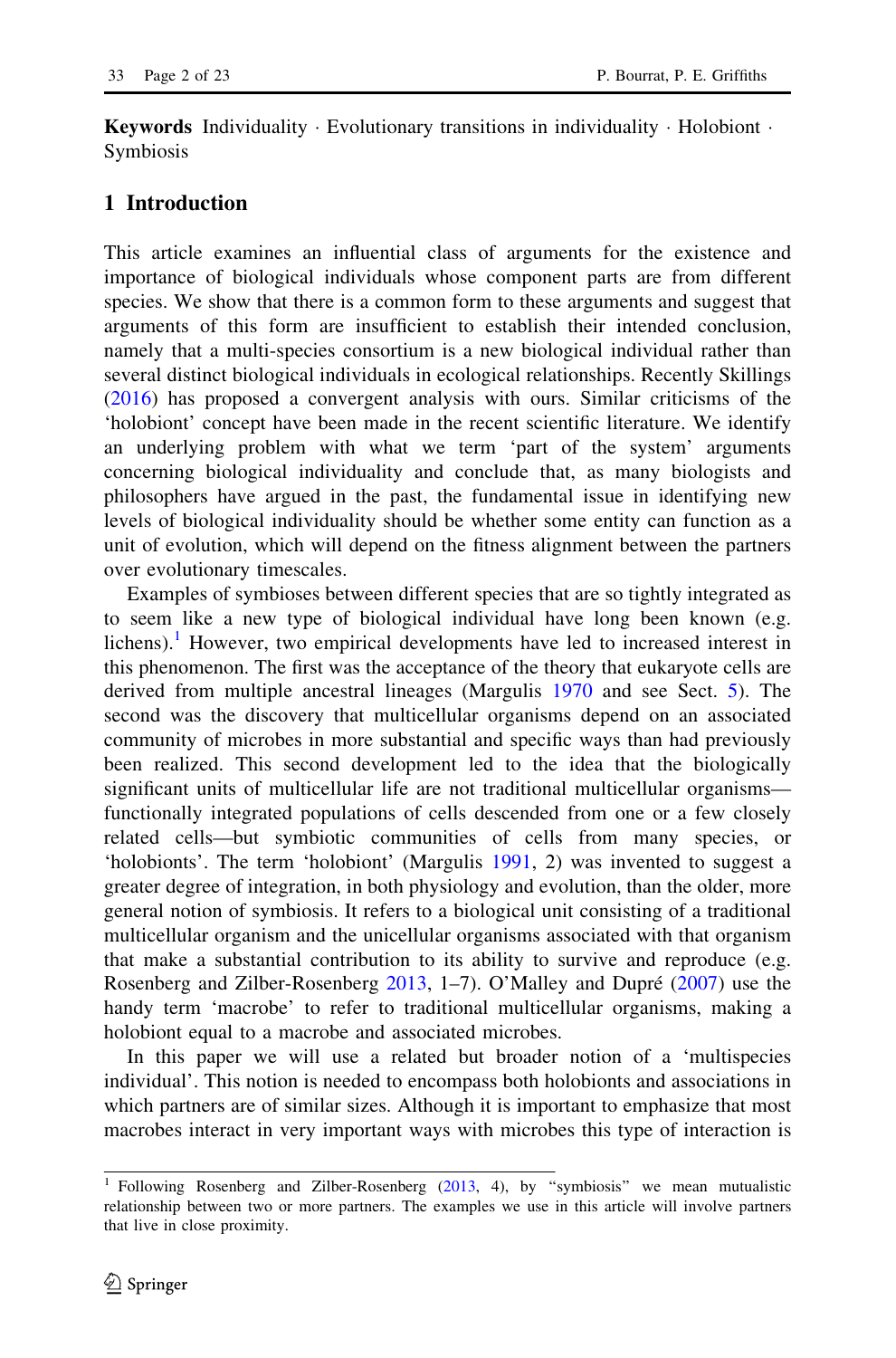**Keywords** Individuality · Evolutionary transitions in individuality · Holobiont · Symbiosis

## 1 Introduction

This article examines an influential class of arguments for the existence and importance of biological individuals whose component parts are from different species. We show that there is a common form to these arguments and suggest that arguments of this form are insufficient to establish their intended conclusion, namely that a multi-species consortium is a new biological individual rather than several distinct biological individuals in ecological relationships. Recently Skillings (2016) has proposed a convergent analysis with ours. Similar criticisms of the 'holobiont' concept have been made in the recent scientific literature. We identify an underlying problem with what we term 'part of the system' arguments concerning biological individuality and conclude that, as many biologists and philosophers have argued in the past, the fundamental issue in identifying new levels of biological individuality should be whether some entity can function as a unit of evolution, which will depend on the fitness alignment between the partners over evolutionary timescales.

Examples of symbioses between different species that are so tightly integrated as to seem like a new type of biological individual have long been known (e.g. lichens).[1] However, two empirical developments have led to increased interest in this phenomenon. The first was the acceptance of the theory that eukaryote cells are derived from multiple ancestral lineages (Margulis 1970 and see Sect. 5). The second was the discovery that multicellular organisms depend on an associated community of microbes in more substantial and specific ways than had previously been realized. This second development led to the idea that the biologically significant units of multicellular life are not traditional multicellular organisms—functionally integrated populations of cells descended from one or a few closely related cells—but symbiotic communities of cells from many species, or 'holobionts'. The term 'holobiont' (Margulis 1991, 2) was invented to suggest a greater degree of integration, in both physiology and evolution, than the older, more general notion of symbiosis. It refers to a biological unit consisting of a traditional multicellular organism and the unicellular organisms associated with that organism that make a substantial contribution to its ability to survive and reproduce (e.g. Rosenberg and Zilber-Rosenberg 2013, 1–7). O'Malley and Dupré (2007) use the handy term 'macrobe' to refer to traditional multicellular organisms, making a holobiont equal to a macrobe and associated microbes.

In this paper we will use a related but broader notion of a 'multispecies individual'. This notion is needed to encompass both holobionts and associations in which partners are of similar sizes. Although it is important to emphasize that most macrobes interact in very important ways with microbes this type of interaction is

[1] Following Rosenberg and Zilber-Rosenberg (2013, 4), by "symbiosis" we mean mutualistic relationship between two or more partners. The examples we use in this article will involve partners that live in close proximity.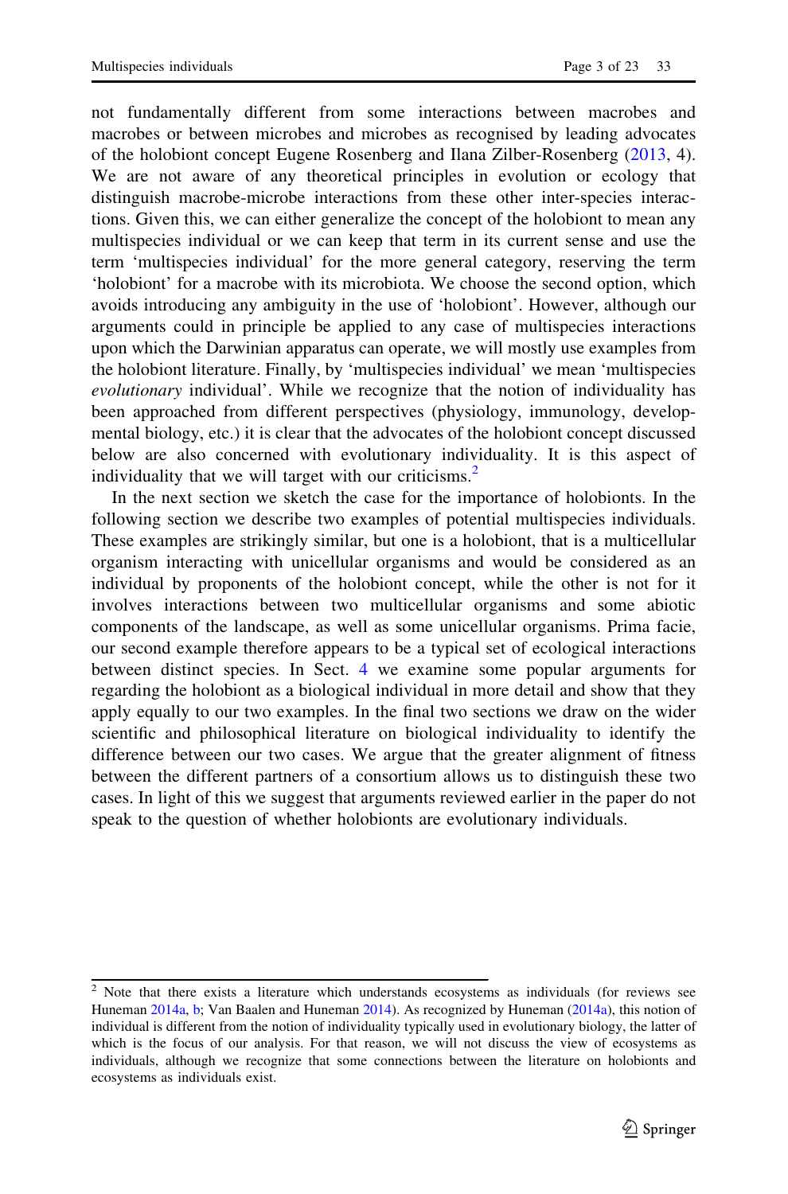not fundamentally different from some interactions between macrobes and macrobes or between microbes and microbes as recognised by leading advocates of the holobiont concept Eugene Rosenberg and Ilana Zilber-Rosenberg (2013, 4). We are not aware of any theoretical principles in evolution or ecology that distinguish macrobe-microbe interactions from these other inter-species interactions. Given this, we can either generalize the concept of the holobiont to mean any multispecies individual or we can keep that term in its current sense and use the term 'multispecies individual' for the more general category, reserving the term 'holobiont' for a macrobe with its microbiota. We choose the second option, which avoids introducing any ambiguity in the use of 'holobiont'. However, although our arguments could in principle be applied to any case of multispecies interactions upon which the Darwinian apparatus can operate, we will mostly use examples from the holobiont literature. Finally, by 'multispecies individual' we mean 'multispecies *evolutionary* individual'. While we recognize that the notion of individuality has been approached from different perspectives (physiology, immunology, developmental biology, etc.) it is clear that the advocates of the holobiont concept discussed below are also concerned with evolutionary individuality. It is this aspect of individuality that we will target with our criticisms.[2]

In the next section we sketch the case for the importance of holobionts. In the following section we describe two examples of potential multispecies individuals. These examples are strikingly similar, but one is a holobiont, that is a multicellular organism interacting with unicellular organisms and would be considered as an individual by proponents of the holobiont concept, while the other is not for it involves interactions between two multicellular organisms and some abiotic components of the landscape, as well as some unicellular organisms. Prima facie, our second example therefore appears to be a typical set of ecological interactions between distinct species. In Sect. 4 we examine some popular arguments for regarding the holobiont as a biological individual in more detail and show that they apply equally to our two examples. In the final two sections we draw on the wider scientific and philosophical literature on biological individuality to identify the difference between our two cases. We argue that the greater alignment of fitness between the different partners of a consortium allows us to distinguish these two cases. In light of this we suggest that arguments reviewed earlier in the paper do not speak to the question of whether holobionts are evolutionary individuals.

---

[2] Note that there exists a literature which understands ecosystems as individuals (for reviews see Huneman 2014a, b; Van Baalen and Huneman 2014). As recognized by Huneman (2014a), this notion of individual is different from the notion of individuality typically used in evolutionary biology, the latter of which is the focus of our analysis. For that reason, we will not discuss the view of ecosystems as individuals, although we recognize that some connections between the literature on holobionts and ecosystems as individuals exist.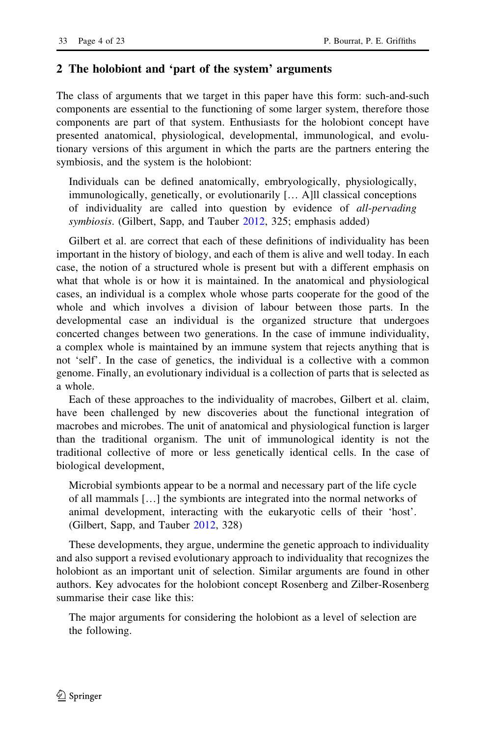## 2 The holobiont and 'part of the system' arguments

The class of arguments that we target in this paper have this form: such-and-such components are essential to the functioning of some larger system, therefore those components are part of that system. Enthusiasts for the holobiont concept have presented anatomical, physiological, developmental, immunological, and evolutionary versions of this argument in which the parts are the partners entering the symbiosis, and the system is the holobiont:

> Individuals can be defined anatomically, embryologically, physiologically, immunologically, genetically, or evolutionarily [… A]ll classical conceptions of individuality are called into question by evidence of *all-pervading symbiosis*. (Gilbert, Sapp, and Tauber 2012, 325; emphasis added)

Gilbert et al. are correct that each of these definitions of individuality has been important in the history of biology, and each of them is alive and well today. In each case, the notion of a structured whole is present but with a different emphasis on what that whole is or how it is maintained. In the anatomical and physiological cases, an individual is a complex whole whose parts cooperate for the good of the whole and which involves a division of labour between those parts. In the developmental case an individual is the organized structure that undergoes concerted changes between two generations. In the case of immune individuality, a complex whole is maintained by an immune system that rejects anything that is not 'self'. In the case of genetics, the individual is a collective with a common genome. Finally, an evolutionary individual is a collection of parts that is selected as a whole.

Each of these approaches to the individuality of macrobes, Gilbert et al. claim, have been challenged by new discoveries about the functional integration of macrobes and microbes. The unit of anatomical and physiological function is larger than the traditional organism. The unit of immunological identity is not the traditional collective of more or less genetically identical cells. In the case of biological development,

> Microbial symbionts appear to be a normal and necessary part of the life cycle of all mammals […] the symbionts are integrated into the normal networks of animal development, interacting with the eukaryotic cells of their 'host'. (Gilbert, Sapp, and Tauber 2012, 328)

These developments, they argue, undermine the genetic approach to individuality and also support a revised evolutionary approach to individuality that recognizes the holobiont as an important unit of selection. Similar arguments are found in other authors. Key advocates for the holobiont concept Rosenberg and Zilber-Rosenberg summarise their case like this:

> The major arguments for considering the holobiont as a level of selection are the following.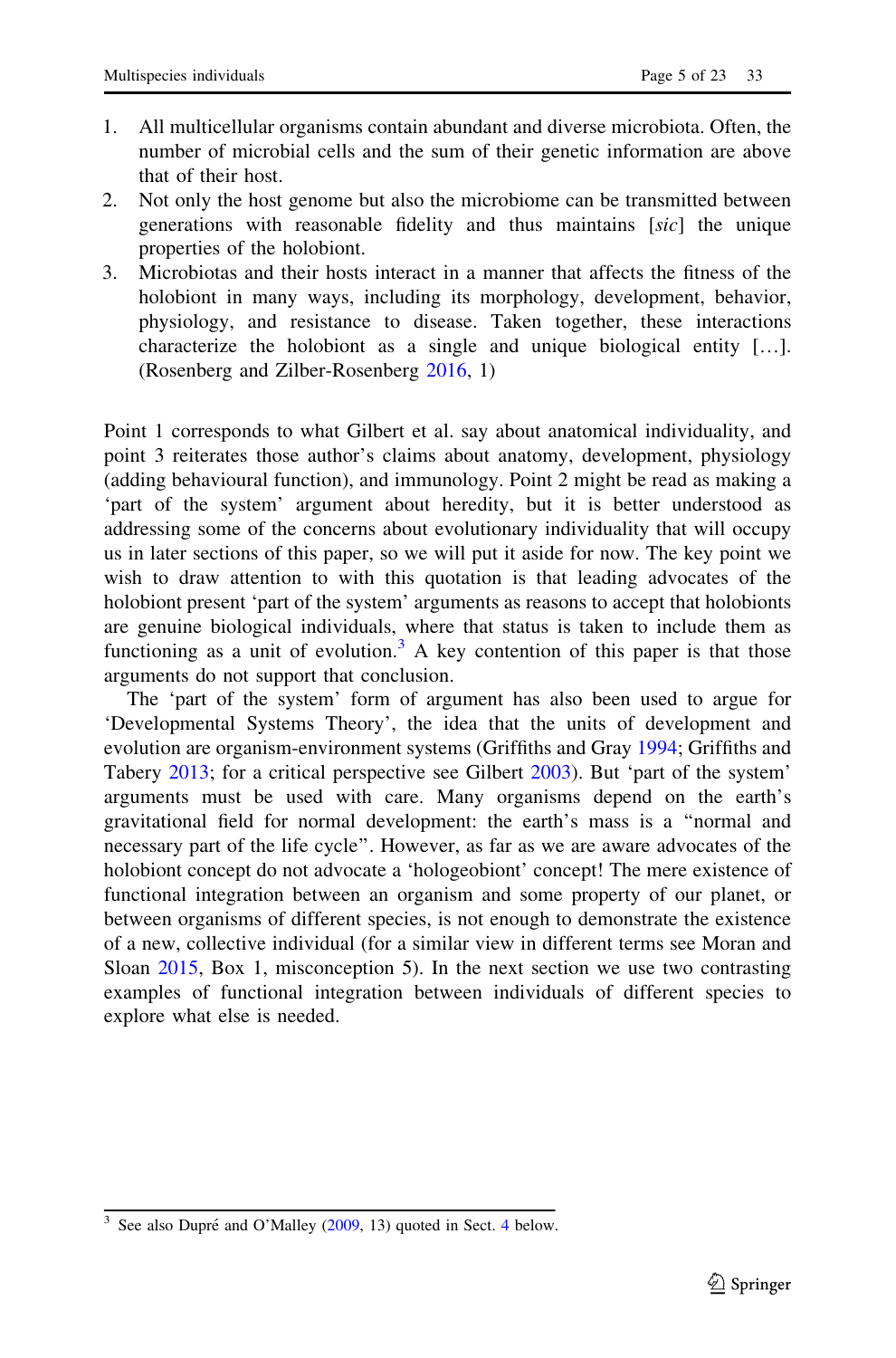1. All multicellular organisms contain abundant and diverse microbiota. Often, the number of microbial cells and the sum of their genetic information are above that of their host.
2. Not only the host genome but also the microbiome can be transmitted between generations with reasonable fidelity and thus maintains [*sic*] the unique properties of the holobiont.
3. Microbiotas and their hosts interact in a manner that affects the fitness of the holobiont in many ways, including its morphology, development, behavior, physiology, and resistance to disease. Taken together, these interactions characterize the holobiont as a single and unique biological entity […]. (Rosenberg and Zilber-Rosenberg 2016, 1)

Point 1 corresponds to what Gilbert et al. say about anatomical individuality, and point 3 reiterates those author's claims about anatomy, development, physiology (adding behavioural function), and immunology. Point 2 might be read as making a 'part of the system' argument about heredity, but it is better understood as addressing some of the concerns about evolutionary individuality that will occupy us in later sections of this paper, so we will put it aside for now. The key point we wish to draw attention to with this quotation is that leading advocates of the holobiont present 'part of the system' arguments as reasons to accept that holobionts are genuine biological individuals, where that status is taken to include them as functioning as a unit of evolution.[3] A key contention of this paper is that those arguments do not support that conclusion.

The 'part of the system' form of argument has also been used to argue for 'Developmental Systems Theory', the idea that the units of development and evolution are organism-environment systems (Griffiths and Gray 1994; Griffiths and Tabery 2013; for a critical perspective see Gilbert 2003). But 'part of the system' arguments must be used with care. Many organisms depend on the earth's gravitational field for normal development: the earth's mass is a "normal and necessary part of the life cycle". However, as far as we are aware advocates of the holobiont concept do not advocate a 'hologeobiont' concept! The mere existence of functional integration between an organism and some property of our planet, or between organisms of different species, is not enough to demonstrate the existence of a new, collective individual (for a similar view in different terms see Moran and Sloan 2015, Box 1, misconception 5). In the next section we use two contrasting examples of functional integration between individuals of different species to explore what else is needed.

[3] See also Dupré and O'Malley (2009, 13) quoted in Sect. 4 below.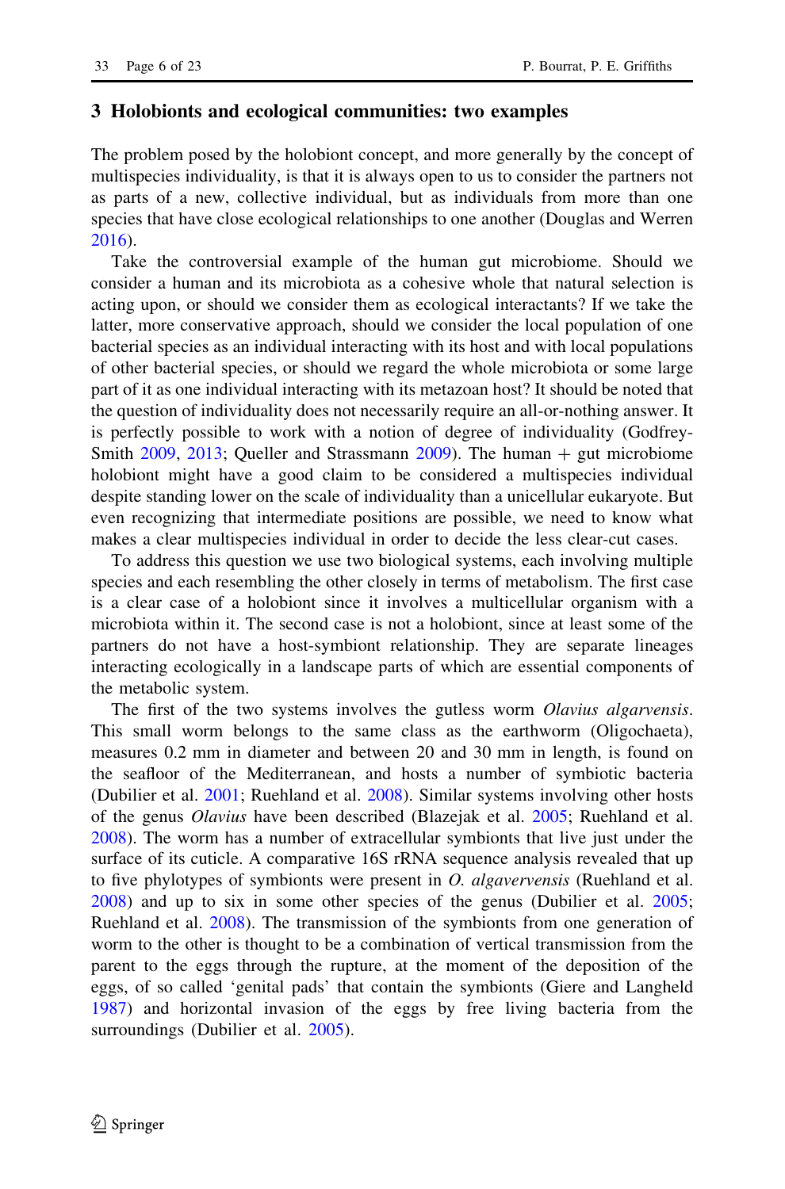## 3 Holobionts and ecological communities: two examples

The problem posed by the holobiont concept, and more generally by the concept of multispecies individuality, is that it is always open to us to consider the partners not as parts of a new, collective individual, but as individuals from more than one species that have close ecological relationships to one another (Douglas and Werren 2016).

Take the controversial example of the human gut microbiome. Should we consider a human and its microbiota as a cohesive whole that natural selection is acting upon, or should we consider them as ecological interactants? If we take the latter, more conservative approach, should we consider the local population of one bacterial species as an individual interacting with its host and with local populations of other bacterial species, or should we regard the whole microbiota or some large part of it as one individual interacting with its metazoan host? It should be noted that the question of individuality does not necessarily require an all-or-nothing answer. It is perfectly possible to work with a notion of degree of individuality (Godfrey-Smith 2009, 2013; Queller and Strassmann 2009). The human + gut microbiome holobiont might have a good claim to be considered a multispecies individual despite standing lower on the scale of individuality than a unicellular eukaryote. But even recognizing that intermediate positions are possible, we need to know what makes a clear multispecies individual in order to decide the less clear-cut cases.

To address this question we use two biological systems, each involving multiple species and each resembling the other closely in terms of metabolism. The first case is a clear case of a holobiont since it involves a multicellular organism with a microbiota within it. The second case is not a holobiont, since at least some of the partners do not have a host-symbiont relationship. They are separate lineages interacting ecologically in a landscape parts of which are essential components of the metabolic system.

The first of the two systems involves the gutless worm *Olavius algarvensis*. This small worm belongs to the same class as the earthworm (Oligochaeta), measures 0.2 mm in diameter and between 20 and 30 mm in length, is found on the seafloor of the Mediterranean, and hosts a number of symbiotic bacteria (Dubilier et al. 2001; Ruehland et al. 2008). Similar systems involving other hosts of the genus *Olavius* have been described (Blazejak et al. 2005; Ruehland et al. 2008). The worm has a number of extracellular symbionts that live just under the surface of its cuticle. A comparative 16S rRNA sequence analysis revealed that up to five phylotypes of symbionts were present in *O. algavervensis* (Ruehland et al. 2008) and up to six in some other species of the genus (Dubilier et al. 2005; Ruehland et al. 2008). The transmission of the symbionts from one generation of worm to the other is thought to be a combination of vertical transmission from the parent to the eggs through the rupture, at the moment of the deposition of the eggs, of so called 'genital pads' that contain the symbionts (Giere and Langheld 1987) and horizontal invasion of the eggs by free living bacteria from the surroundings (Dubilier et al. 2005).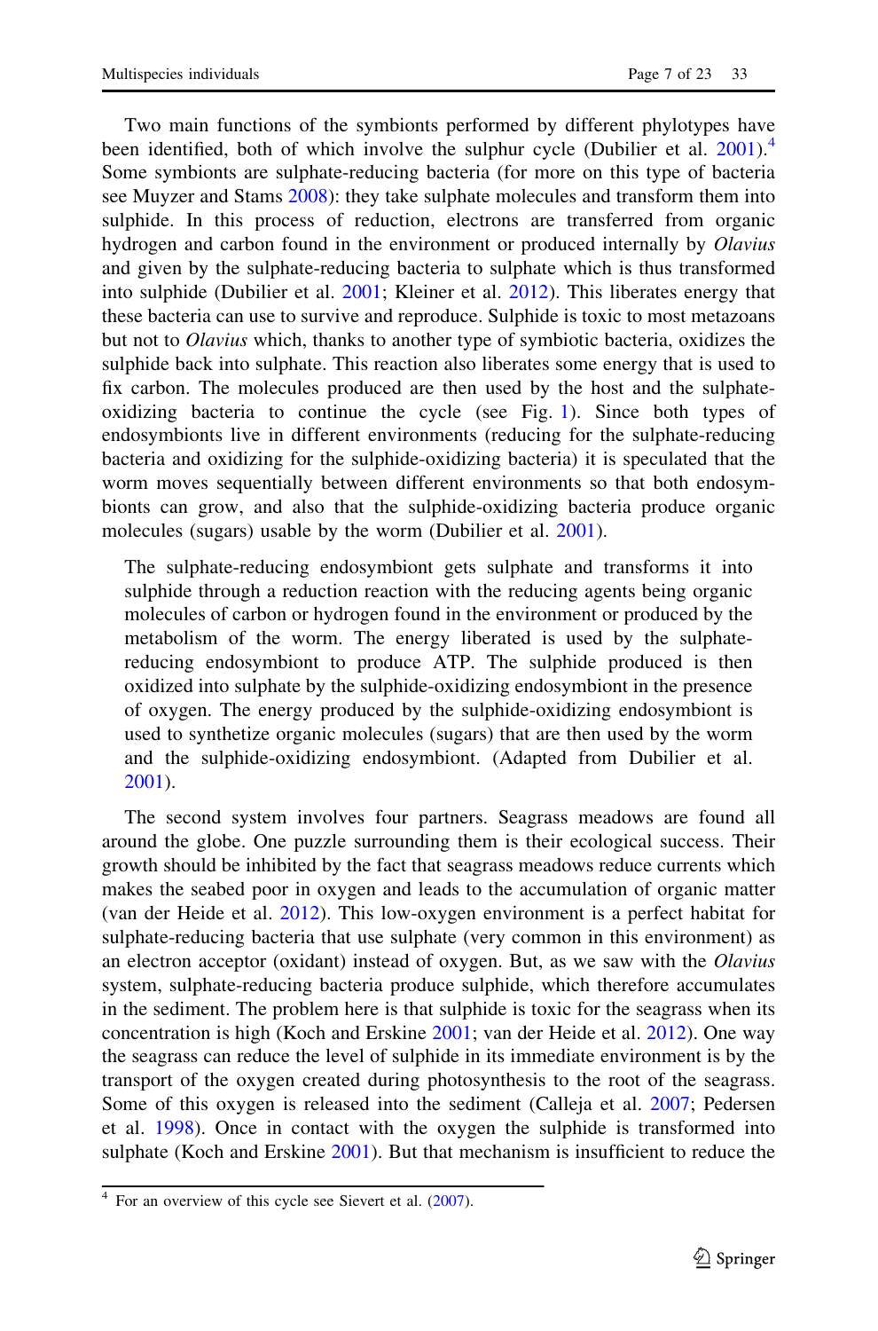Two main functions of the symbionts performed by different phylotypes have been identified, both of which involve the sulphur cycle (Dubilier et al. 2001).[4] Some symbionts are sulphate-reducing bacteria (for more on this type of bacteria see Muyzer and Stams 2008): they take sulphate molecules and transform them into sulphide. In this process of reduction, electrons are transferred from organic hydrogen and carbon found in the environment or produced internally by *Olavius* and given by the sulphate-reducing bacteria to sulphate which is thus transformed into sulphide (Dubilier et al. 2001; Kleiner et al. 2012). This liberates energy that these bacteria can use to survive and reproduce. Sulphide is toxic to most metazoans but not to *Olavius* which, thanks to another type of symbiotic bacteria, oxidizes the sulphide back into sulphate. This reaction also liberates some energy that is used to fix carbon. The molecules produced are then used by the host and the sulphate-oxidizing bacteria to continue the cycle (see Fig. 1). Since both types of endosymbionts live in different environments (reducing for the sulphate-reducing bacteria and oxidizing for the sulphide-oxidizing bacteria) it is speculated that the worm moves sequentially between different environments so that both endosymbionts can grow, and also that the sulphide-oxidizing bacteria produce organic molecules (sugars) usable by the worm (Dubilier et al. 2001).

> The sulphate-reducing endosymbiont gets sulphate and transforms it into sulphide through a reduction reaction with the reducing agents being organic molecules of carbon or hydrogen found in the environment or produced by the metabolism of the worm. The energy liberated is used by the sulphate-reducing endosymbiont to produce ATP. The sulphide produced is then oxidized into sulphate by the sulphide-oxidizing endosymbiont in the presence of oxygen. The energy produced by the sulphide-oxidizing endosymbiont is used to synthetize organic molecules (sugars) that are then used by the worm and the sulphide-oxidizing endosymbiont. (Adapted from Dubilier et al. 2001).

The second system involves four partners. Seagrass meadows are found all around the globe. One puzzle surrounding them is their ecological success. Their growth should be inhibited by the fact that seagrass meadows reduce currents which makes the seabed poor in oxygen and leads to the accumulation of organic matter (van der Heide et al. 2012). This low-oxygen environment is a perfect habitat for sulphate-reducing bacteria that use sulphate (very common in this environment) as an electron acceptor (oxidant) instead of oxygen. But, as we saw with the *Olavius* system, sulphate-reducing bacteria produce sulphide, which therefore accumulates in the sediment. The problem here is that sulphide is toxic for the seagrass when its concentration is high (Koch and Erskine 2001; van der Heide et al. 2012). One way the seagrass can reduce the level of sulphide in its immediate environment is by the transport of the oxygen created during photosynthesis to the root of the seagrass. Some of this oxygen is released into the sediment (Calleja et al. 2007; Pedersen et al. 1998). Once in contact with the oxygen the sulphide is transformed into sulphate (Koch and Erskine 2001). But that mechanism is insufficient to reduce the

[4] For an overview of this cycle see Sievert et al. (2007).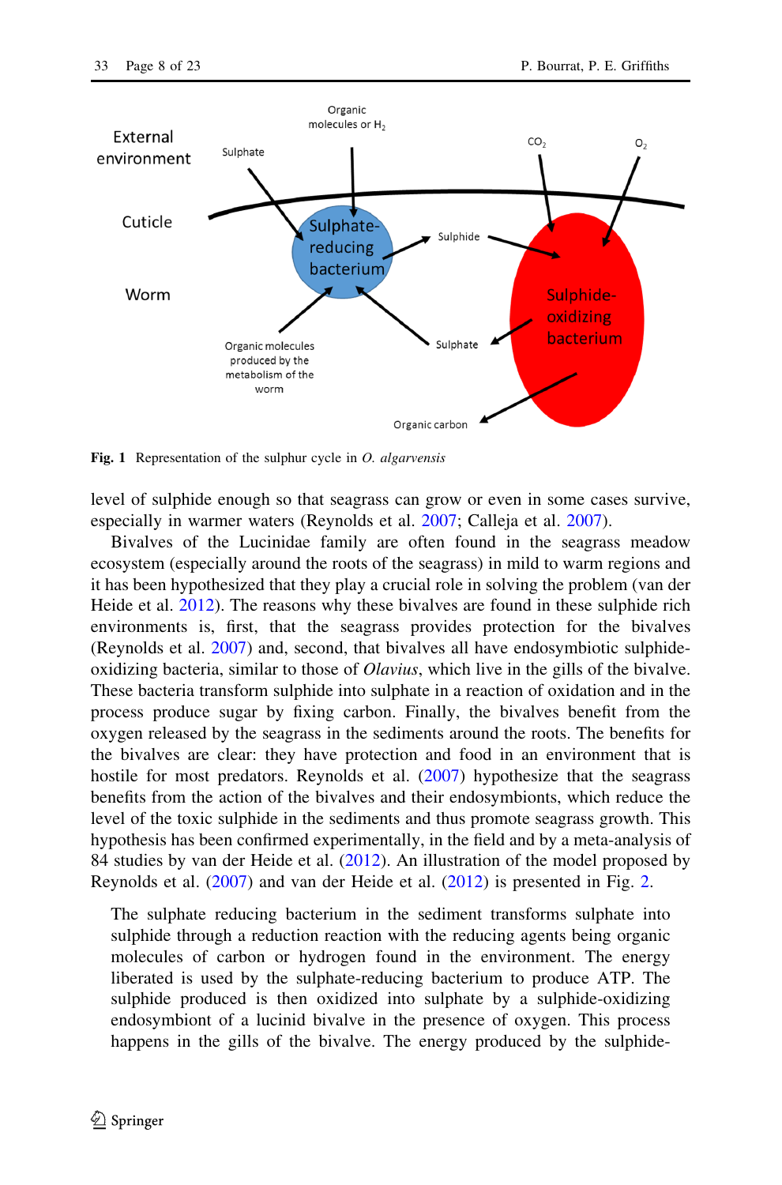Fig. 1 Representation of the sulphur cycle in *O. algarvensis*

level of sulphide enough so that seagrass can grow or even in some cases survive, especially in warmer waters (Reynolds et al. 2007; Calleja et al. 2007).

Bivalves of the Lucinidae family are often found in the seagrass meadow ecosystem (especially around the roots of the seagrass) in mild to warm regions and it has been hypothesized that they play a crucial role in solving the problem (van der Heide et al. 2012). The reasons why these bivalves are found in these sulphide rich environments is, first, that the seagrass provides protection for the bivalves (Reynolds et al. 2007) and, second, that bivalves all have endosymbiotic sulphide-oxidizing bacteria, similar to those of *Olavius*, which live in the gills of the bivalve. These bacteria transform sulphide into sulphate in a reaction of oxidation and in the process produce sugar by fixing carbon. Finally, the bivalves benefit from the oxygen released by the seagrass in the sediments around the roots. The benefits for the bivalves are clear: they have protection and food in an environment that is hostile for most predators. Reynolds et al. (2007) hypothesize that the seagrass benefits from the action of the bivalves and their endosymbionts, which reduce the level of the toxic sulphide in the sediments and thus promote seagrass growth. This hypothesis has been confirmed experimentally, in the field and by a meta-analysis of 84 studies by van der Heide et al. (2012). An illustration of the model proposed by Reynolds et al. (2007) and van der Heide et al. (2012) is presented in Fig. 2.

> The sulphate reducing bacterium in the sediment transforms sulphate into sulphide through a reduction reaction with the reducing agents being organic molecules of carbon or hydrogen found in the environment. The energy liberated is used by the sulphate-reducing bacterium to produce ATP. The sulphide produced is then oxidized into sulphate by a sulphide-oxidizing endosymbiont of a lucinid bivalve in the presence of oxygen. This process happens in the gills of the bivalve. The energy produced by the sulphide-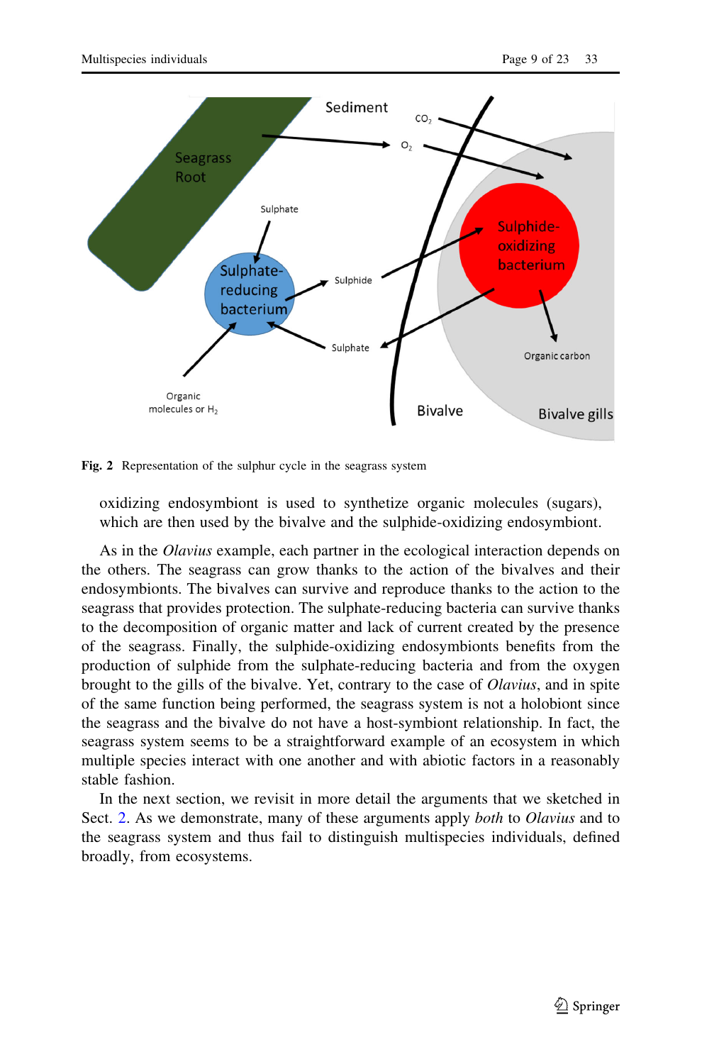Fig. 2 Representation of the sulphur cycle in the seagrass system

oxidizing endosymbiont is used to synthetize organic molecules (sugars), which are then used by the bivalve and the sulphide-oxidizing endosymbiont.

As in the *Olavius* example, each partner in the ecological interaction depends on the others. The seagrass can grow thanks to the action of the bivalves and their endosymbionts. The bivalves can survive and reproduce thanks to the action to the seagrass that provides protection. The sulphate-reducing bacteria can survive thanks to the decomposition of organic matter and lack of current created by the presence of the seagrass. Finally, the sulphide-oxidizing endosymbionts benefits from the production of sulphide from the sulphate-reducing bacteria and from the oxygen brought to the gills of the bivalve. Yet, contrary to the case of *Olavius*, and in spite of the same function being performed, the seagrass system is not a holobiont since the seagrass and the bivalve do not have a host-symbiont relationship. In fact, the seagrass system seems to be a straightforward example of an ecosystem in which multiple species interact with one another and with abiotic factors in a reasonably stable fashion.

In the next section, we revisit in more detail the arguments that we sketched in Sect. 2. As we demonstrate, many of these arguments apply *both* to *Olavius* and to the seagrass system and thus fail to distinguish multispecies individuals, defined broadly, from ecosystems.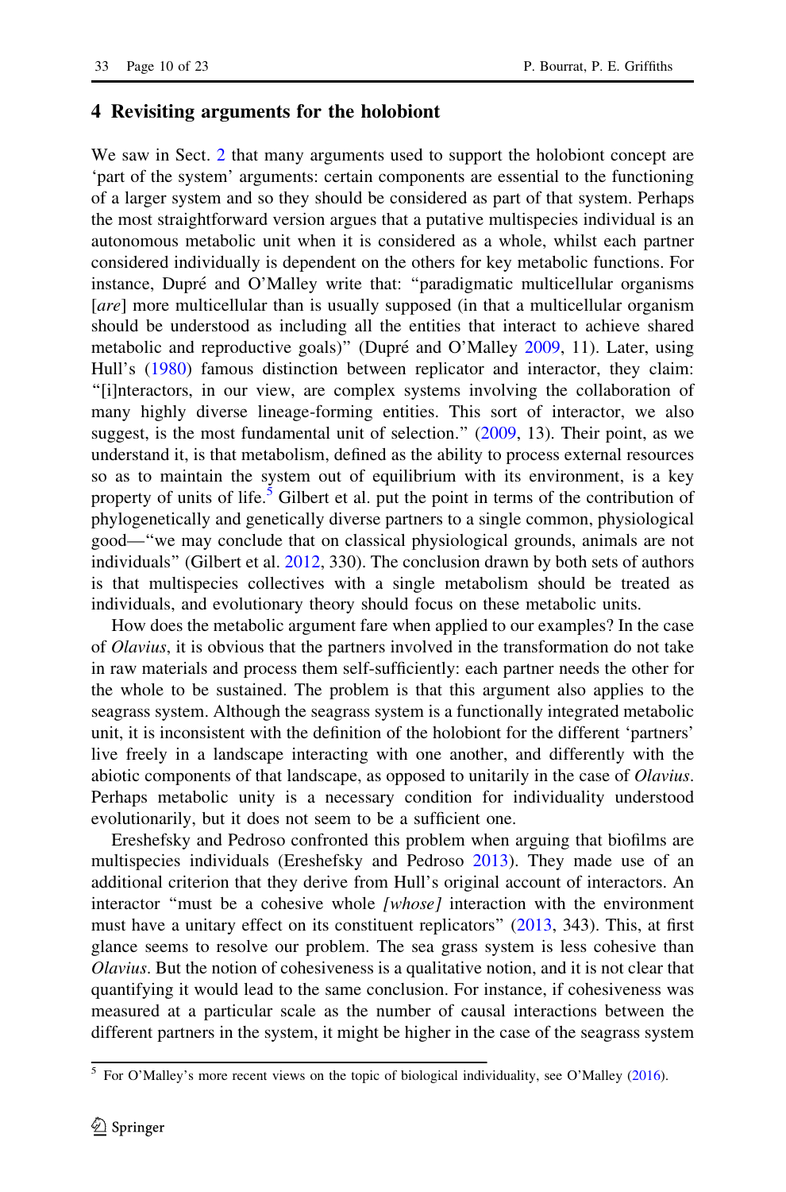## 4 Revisiting arguments for the holobiont

We saw in Sect. 2 that many arguments used to support the holobiont concept are 'part of the system' arguments: certain components are essential to the functioning of a larger system and so they should be considered as part of that system. Perhaps the most straightforward version argues that a putative multispecies individual is an autonomous metabolic unit when it is considered as a whole, whilst each partner considered individually is dependent on the others for key metabolic functions. For instance, Dupré and O'Malley write that: "paradigmatic multicellular organisms [*are*] more multicellular than is usually supposed (in that a multicellular organism should be understood as including all the entities that interact to achieve shared metabolic and reproductive goals)" (Dupré and O'Malley 2009, 11). Later, using Hull's (1980) famous distinction between replicator and interactor, they claim: "[i]nteractors, in our view, are complex systems involving the collaboration of many highly diverse lineage-forming entities. This sort of interactor, we also suggest, is the most fundamental unit of selection." (2009, 13). Their point, as we understand it, is that metabolism, defined as the ability to process external resources so as to maintain the system out of equilibrium with its environment, is a key property of units of life.[5] Gilbert et al. put the point in terms of the contribution of phylogenetically and genetically diverse partners to a single common, physiological good—"we may conclude that on classical physiological grounds, animals are not individuals" (Gilbert et al. 2012, 330). The conclusion drawn by both sets of authors is that multispecies collectives with a single metabolism should be treated as individuals, and evolutionary theory should focus on these metabolic units.

How does the metabolic argument fare when applied to our examples? In the case of *Olavius*, it is obvious that the partners involved in the transformation do not take in raw materials and process them self-sufficiently: each partner needs the other for the whole to be sustained. The problem is that this argument also applies to the seagrass system. Although the seagrass system is a functionally integrated metabolic unit, it is inconsistent with the definition of the holobiont for the different 'partners' live freely in a landscape interacting with one another, and differently with the abiotic components of that landscape, as opposed to unitarily in the case of *Olavius*. Perhaps metabolic unity is a necessary condition for individuality understood evolutionarily, but it does not seem to be a sufficient one.

Ereshefsky and Pedroso confronted this problem when arguing that biofilms are multispecies individuals (Ereshefsky and Pedroso 2013). They made use of an additional criterion that they derive from Hull's original account of interactors. An interactor "must be a cohesive whole *[whose]* interaction with the environment must have a unitary effect on its constituent replicators" (2013, 343). This, at first glance seems to resolve our problem. The sea grass system is less cohesive than *Olavius*. But the notion of cohesiveness is a qualitative notion, and it is not clear that quantifying it would lead to the same conclusion. For instance, if cohesiveness was measured at a particular scale as the number of causal interactions between the different partners in the system, it might be higher in the case of the seagrass system

[5] For O'Malley's more recent views on the topic of biological individuality, see O'Malley (2016).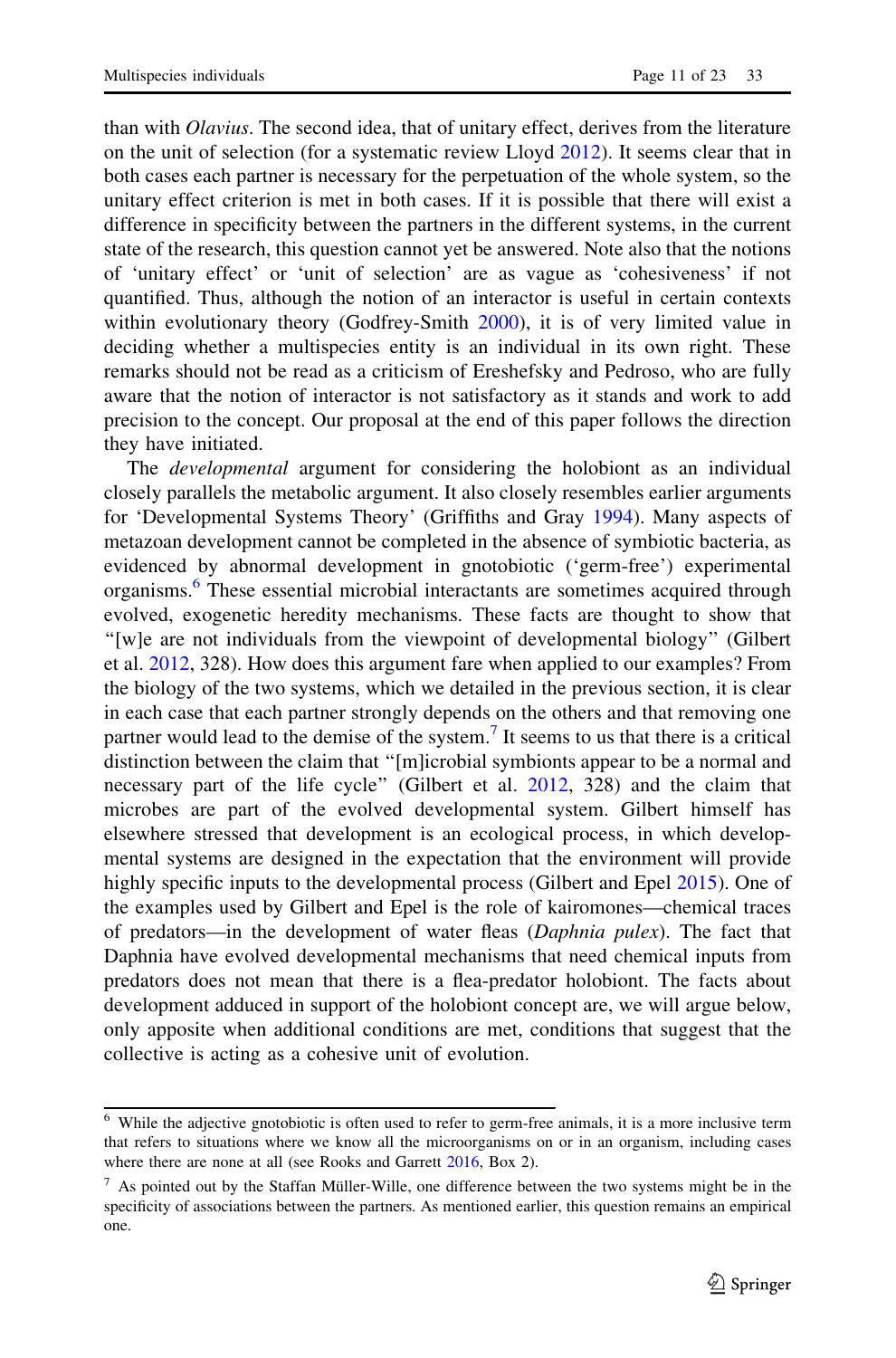than with *Olavius*. The second idea, that of unitary effect, derives from the literature on the unit of selection (for a systematic review Lloyd 2012). It seems clear that in both cases each partner is necessary for the perpetuation of the whole system, so the unitary effect criterion is met in both cases. If it is possible that there will exist a difference in specificity between the partners in the different systems, in the current state of the research, this question cannot yet be answered. Note also that the notions of 'unitary effect' or 'unit of selection' are as vague as 'cohesiveness' if not quantified. Thus, although the notion of an interactor is useful in certain contexts within evolutionary theory (Godfrey-Smith 2000), it is of very limited value in deciding whether a multispecies entity is an individual in its own right. These remarks should not be read as a criticism of Ereshefsky and Pedroso, who are fully aware that the notion of interactor is not satisfactory as it stands and work to add precision to the concept. Our proposal at the end of this paper follows the direction they have initiated.

The *developmental* argument for considering the holobiont as an individual closely parallels the metabolic argument. It also closely resembles earlier arguments for 'Developmental Systems Theory' (Griffiths and Gray 1994). Many aspects of metazoan development cannot be completed in the absence of symbiotic bacteria, as evidenced by abnormal development in gnotobiotic ('germ-free') experimental organisms.[6] These essential microbial interactants are sometimes acquired through evolved, exogenetic heredity mechanisms. These facts are thought to show that "[w]e are not individuals from the viewpoint of developmental biology" (Gilbert et al. 2012, 328). How does this argument fare when applied to our examples? From the biology of the two systems, which we detailed in the previous section, it is clear in each case that each partner strongly depends on the others and that removing one partner would lead to the demise of the system.[7] It seems to us that there is a critical distinction between the claim that "[m]icrobial symbionts appear to be a normal and necessary part of the life cycle" (Gilbert et al. 2012, 328) and the claim that microbes are part of the evolved developmental system. Gilbert himself has elsewhere stressed that development is an ecological process, in which developmental systems are designed in the expectation that the environment will provide highly specific inputs to the developmental process (Gilbert and Epel 2015). One of the examples used by Gilbert and Epel is the role of kairomones—chemical traces of predators—in the development of water fleas (*Daphnia pulex*). The fact that Daphnia have evolved developmental mechanisms that need chemical inputs from predators does not mean that there is a flea-predator holobiont. The facts about development adduced in support of the holobiont concept are, we will argue below, only apposite when additional conditions are met, conditions that suggest that the collective is acting as a cohesive unit of evolution.

---

[6] While the adjective gnotobiotic is often used to refer to germ-free animals, it is a more inclusive term that refers to situations where we know all the microorganisms on or in an organism, including cases where there are none at all (see Rooks and Garrett 2016, Box 2).

[7] As pointed out by the Staffan Müller-Wille, one difference between the two systems might be in the specificity of associations between the partners. As mentioned earlier, this question remains an empirical one.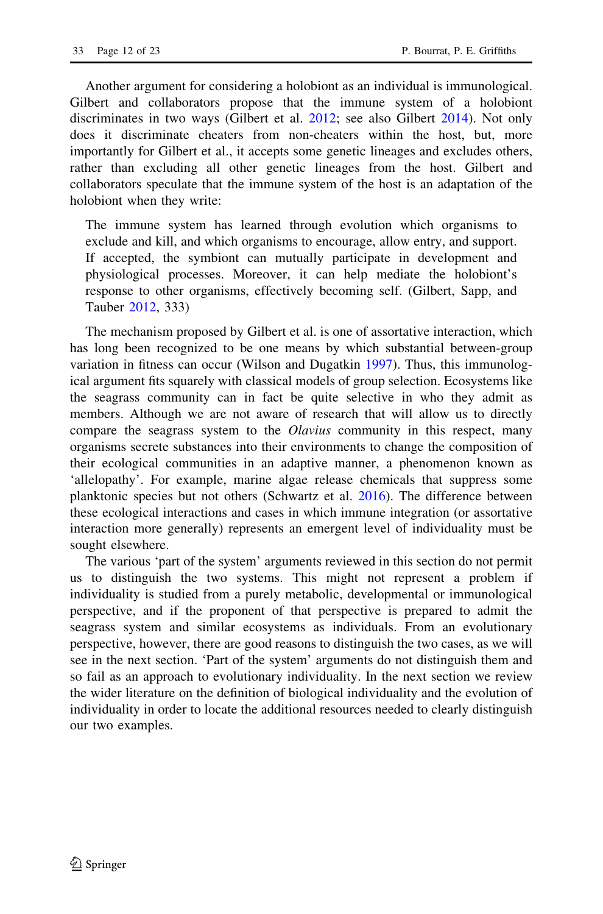Another argument for considering a holobiont as an individual is immunological. Gilbert and collaborators propose that the immune system of a holobiont discriminates in two ways (Gilbert et al. 2012; see also Gilbert 2014). Not only does it discriminate cheaters from non-cheaters within the host, but, more importantly for Gilbert et al., it accepts some genetic lineages and excludes others, rather than excluding all other genetic lineages from the host. Gilbert and collaborators speculate that the immune system of the host is an adaptation of the holobiont when they write:

> The immune system has learned through evolution which organisms to exclude and kill, and which organisms to encourage, allow entry, and support. If accepted, the symbiont can mutually participate in development and physiological processes. Moreover, it can help mediate the holobiont's response to other organisms, effectively becoming self. (Gilbert, Sapp, and Tauber 2012, 333)

The mechanism proposed by Gilbert et al. is one of assortative interaction, which has long been recognized to be one means by which substantial between-group variation in fitness can occur (Wilson and Dugatkin 1997). Thus, this immunological argument fits squarely with classical models of group selection. Ecosystems like the seagrass community can in fact be quite selective in who they admit as members. Although we are not aware of research that will allow us to directly compare the seagrass system to the *Olavius* community in this respect, many organisms secrete substances into their environments to change the composition of their ecological communities in an adaptive manner, a phenomenon known as 'allelopathy'. For example, marine algae release chemicals that suppress some planktonic species but not others (Schwartz et al. 2016). The difference between these ecological interactions and cases in which immune integration (or assortative interaction more generally) represents an emergent level of individuality must be sought elsewhere.

The various 'part of the system' arguments reviewed in this section do not permit us to distinguish the two systems. This might not represent a problem if individuality is studied from a purely metabolic, developmental or immunological perspective, and if the proponent of that perspective is prepared to admit the seagrass system and similar ecosystems as individuals. From an evolutionary perspective, however, there are good reasons to distinguish the two cases, as we will see in the next section. 'Part of the system' arguments do not distinguish them and so fail as an approach to evolutionary individuality. In the next section we review the wider literature on the definition of biological individuality and the evolution of individuality in order to locate the additional resources needed to clearly distinguish our two examples.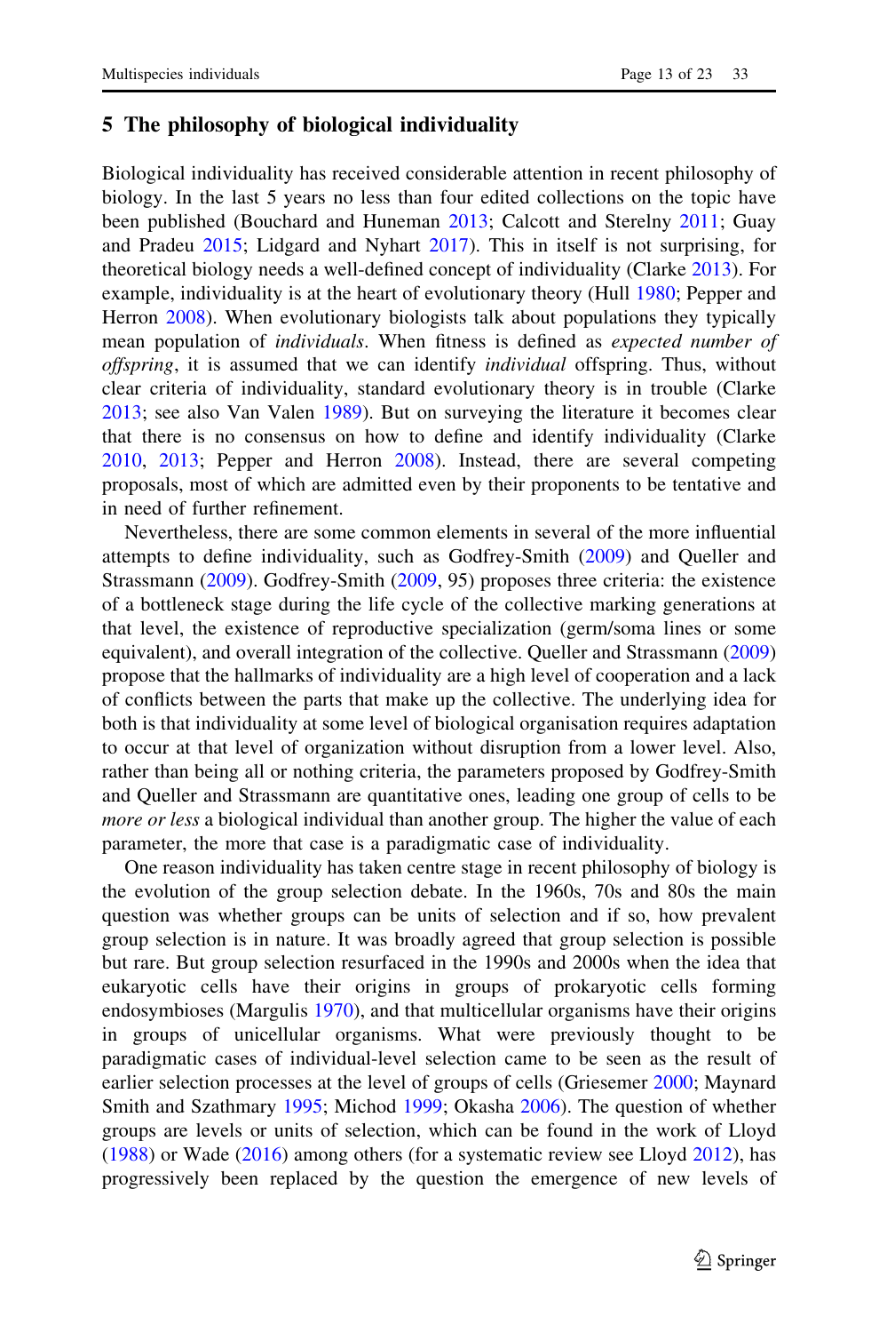## 5 The philosophy of biological individuality

Biological individuality has received considerable attention in recent philosophy of biology. In the last 5 years no less than four edited collections on the topic have been published (Bouchard and Huneman 2013; Calcott and Sterelny 2011; Guay and Pradeu 2015; Lidgard and Nyhart 2017). This in itself is not surprising, for theoretical biology needs a well-defined concept of individuality (Clarke 2013). For example, individuality is at the heart of evolutionary theory (Hull 1980; Pepper and Herron 2008). When evolutionary biologists talk about populations they typically mean population of *individuals*. When fitness is defined as *expected number of offspring*, it is assumed that we can identify *individual* offspring. Thus, without clear criteria of individuality, standard evolutionary theory is in trouble (Clarke 2013; see also Van Valen 1989). But on surveying the literature it becomes clear that there is no consensus on how to define and identify individuality (Clarke 2010, 2013; Pepper and Herron 2008). Instead, there are several competing proposals, most of which are admitted even by their proponents to be tentative and in need of further refinement.

Nevertheless, there are some common elements in several of the more influential attempts to define individuality, such as Godfrey-Smith (2009) and Queller and Strassmann (2009). Godfrey-Smith (2009, 95) proposes three criteria: the existence of a bottleneck stage during the life cycle of the collective marking generations at that level, the existence of reproductive specialization (germ/soma lines or some equivalent), and overall integration of the collective. Queller and Strassmann (2009) propose that the hallmarks of individuality are a high level of cooperation and a lack of conflicts between the parts that make up the collective. The underlying idea for both is that individuality at some level of biological organisation requires adaptation to occur at that level of organization without disruption from a lower level. Also, rather than being all or nothing criteria, the parameters proposed by Godfrey-Smith and Queller and Strassmann are quantitative ones, leading one group of cells to be *more or less* a biological individual than another group. The higher the value of each parameter, the more that case is a paradigmatic case of individuality.

One reason individuality has taken centre stage in recent philosophy of biology is the evolution of the group selection debate. In the 1960s, 70s and 80s the main question was whether groups can be units of selection and if so, how prevalent group selection is in nature. It was broadly agreed that group selection is possible but rare. But group selection resurfaced in the 1990s and 2000s when the idea that eukaryotic cells have their origins in groups of prokaryotic cells forming endosymbioses (Margulis 1970), and that multicellular organisms have their origins in groups of unicellular organisms. What were previously thought to be paradigmatic cases of individual-level selection came to be seen as the result of earlier selection processes at the level of groups of cells (Griesemer 2000; Maynard Smith and Szathmary 1995; Michod 1999; Okasha 2006). The question of whether groups are levels or units of selection, which can be found in the work of Lloyd (1988) or Wade (2016) among others (for a systematic review see Lloyd 2012), has progressively been replaced by the question the emergence of new levels of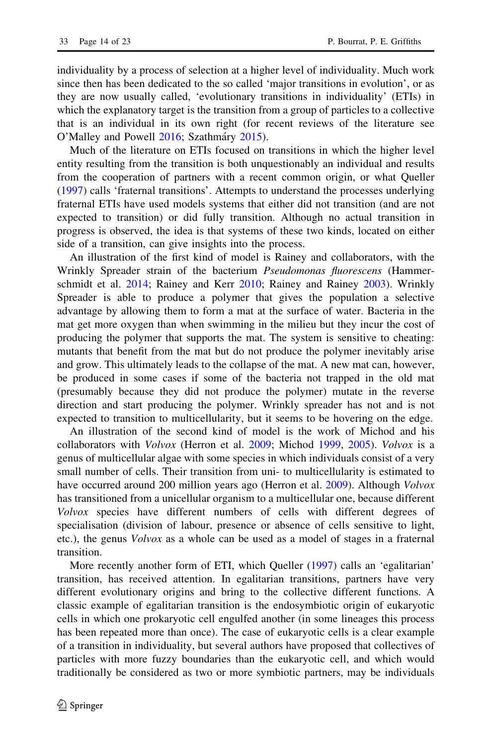individuality by a process of selection at a higher level of individuality. Much work since then has been dedicated to the so called 'major transitions in evolution', or as they are now usually called, 'evolutionary transitions in individuality' (ETIs) in which the explanatory target is the transition from a group of particles to a collective that is an individual in its own right (for recent reviews of the literature see O'Malley and Powell 2016; Szathmáry 2015).

Much of the literature on ETIs focused on transitions in which the higher level entity resulting from the transition is both unquestionably an individual and results from the cooperation of partners with a recent common origin, or what Queller (1997) calls 'fraternal transitions'. Attempts to understand the processes underlying fraternal ETIs have used models systems that either did not transition (and are not expected to transition) or did fully transition. Although no actual transition in progress is observed, the idea is that systems of these two kinds, located on either side of a transition, can give insights into the process.

An illustration of the first kind of model is Rainey and collaborators, with the Wrinkly Spreader strain of the bacterium *Pseudomonas fluorescens* (Hammerschmidt et al. 2014; Rainey and Kerr 2010; Rainey and Rainey 2003). Wrinkly Spreader is able to produce a polymer that gives the population a selective advantage by allowing them to form a mat at the surface of water. Bacteria in the mat get more oxygen than when swimming in the milieu but they incur the cost of producing the polymer that supports the mat. The system is sensitive to cheating: mutants that benefit from the mat but do not produce the polymer inevitably arise and grow. This ultimately leads to the collapse of the mat. A new mat can, however, be produced in some cases if some of the bacteria not trapped in the old mat (presumably because they did not produce the polymer) mutate in the reverse direction and start producing the polymer. Wrinkly spreader has not and is not expected to transition to multicellularity, but it seems to be hovering on the edge.

An illustration of the second kind of model is the work of Michod and his collaborators with *Volvox* (Herron et al. 2009; Michod 1999, 2005). *Volvox* is a genus of multicellular algae with some species in which individuals consist of a very small number of cells. Their transition from uni- to multicellularity is estimated to have occurred around 200 million years ago (Herron et al. 2009). Although *Volvox* has transitioned from a unicellular organism to a multicellular one, because different *Volvox* species have different numbers of cells with different degrees of specialisation (division of labour, presence or absence of cells sensitive to light, etc.), the genus *Volvox* as a whole can be used as a model of stages in a fraternal transition.

More recently another form of ETI, which Queller (1997) calls an 'egalitarian' transition, has received attention. In egalitarian transitions, partners have very different evolutionary origins and bring to the collective different functions. A classic example of egalitarian transition is the endosymbiotic origin of eukaryotic cells in which one prokaryotic cell engulfed another (in some lineages this process has been repeated more than once). The case of eukaryotic cells is a clear example of a transition in individuality, but several authors have proposed that collectives of particles with more fuzzy boundaries than the eukaryotic cell, and which would traditionally be considered as two or more symbiotic partners, may be individuals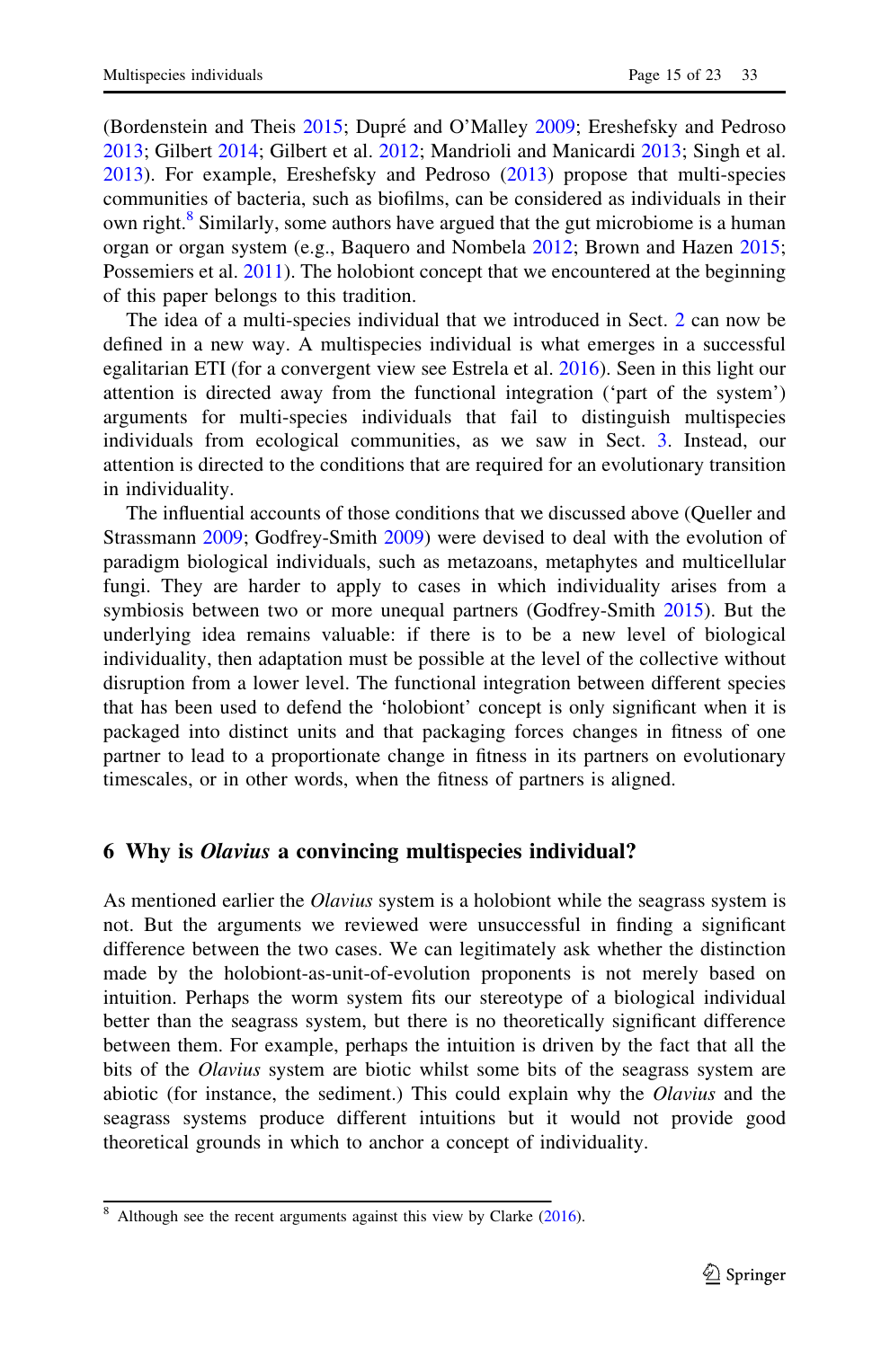(Bordenstein and Theis 2015; Dupré and O'Malley 2009; Ereshefsky and Pedroso 2013; Gilbert 2014; Gilbert et al. 2012; Mandrioli and Manicardi 2013; Singh et al. 2013). For example, Ereshefsky and Pedroso (2013) propose that multi-species communities of bacteria, such as biofilms, can be considered as individuals in their own right.[8] Similarly, some authors have argued that the gut microbiome is a human organ or organ system (e.g., Baquero and Nombela 2012; Brown and Hazen 2015; Possemiers et al. 2011). The holobiont concept that we encountered at the beginning of this paper belongs to this tradition.

The idea of a multi-species individual that we introduced in Sect. 2 can now be defined in a new way. A multispecies individual is what emerges in a successful egalitarian ETI (for a convergent view see Estrela et al. 2016). Seen in this light our attention is directed away from the functional integration ('part of the system') arguments for multi-species individuals that fail to distinguish multispecies individuals from ecological communities, as we saw in Sect. 3. Instead, our attention is directed to the conditions that are required for an evolutionary transition in individuality.

The influential accounts of those conditions that we discussed above (Queller and Strassmann 2009; Godfrey-Smith 2009) were devised to deal with the evolution of paradigm biological individuals, such as metazoans, metaphytes and multicellular fungi. They are harder to apply to cases in which individuality arises from a symbiosis between two or more unequal partners (Godfrey-Smith 2015). But the underlying idea remains valuable: if there is to be a new level of biological individuality, then adaptation must be possible at the level of the collective without disruption from a lower level. The functional integration between different species that has been used to defend the 'holobiont' concept is only significant when it is packaged into distinct units and that packaging forces changes in fitness of one partner to lead to a proportionate change in fitness in its partners on evolutionary timescales, or in other words, when the fitness of partners is aligned.

## 6 Why is *Olavius* a convincing multispecies individual?

As mentioned earlier the *Olavius* system is a holobiont while the seagrass system is not. But the arguments we reviewed were unsuccessful in finding a significant difference between the two cases. We can legitimately ask whether the distinction made by the holobiont-as-unit-of-evolution proponents is not merely based on intuition. Perhaps the worm system fits our stereotype of a biological individual better than the seagrass system, but there is no theoretically significant difference between them. For example, perhaps the intuition is driven by the fact that all the bits of the *Olavius* system are biotic whilst some bits of the seagrass system are abiotic (for instance, the sediment.) This could explain why the *Olavius* and the seagrass systems produce different intuitions but it would not provide good theoretical grounds in which to anchor a concept of individuality.

[8] Although see the recent arguments against this view by Clarke (2016).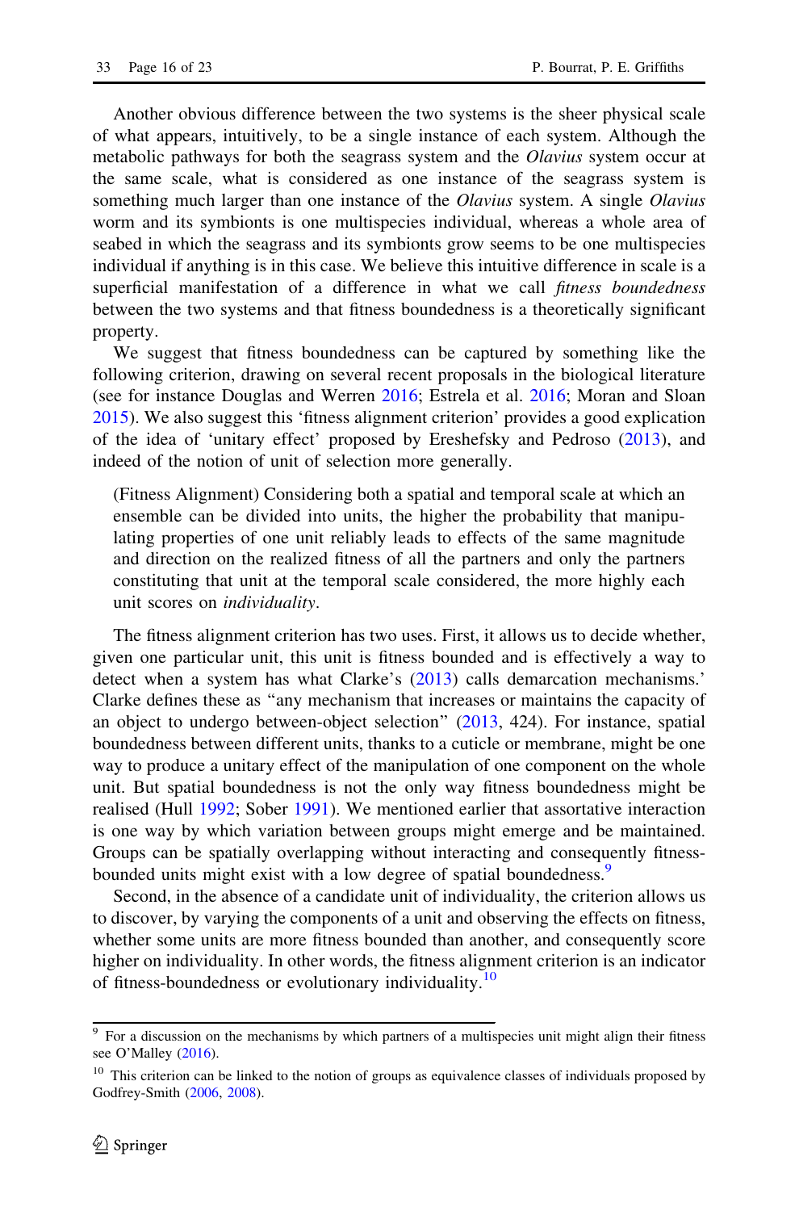Another obvious difference between the two systems is the sheer physical scale of what appears, intuitively, to be a single instance of each system. Although the metabolic pathways for both the seagrass system and the *Olavius* system occur at the same scale, what is considered as one instance of the seagrass system is something much larger than one instance of the *Olavius* system. A single *Olavius* worm and its symbionts is one multispecies individual, whereas a whole area of seabed in which the seagrass and its symbionts grow seems to be one multispecies individual if anything is in this case. We believe this intuitive difference in scale is a superficial manifestation of a difference in what we call *fitness boundedness* between the two systems and that fitness boundedness is a theoretically significant property.

We suggest that fitness boundedness can be captured by something like the following criterion, drawing on several recent proposals in the biological literature (see for instance Douglas and Werren 2016; Estrela et al. 2016; Moran and Sloan 2015). We also suggest this 'fitness alignment criterion' provides a good explication of the idea of 'unitary effect' proposed by Ereshefsky and Pedroso (2013), and indeed of the notion of unit of selection more generally.

> (Fitness Alignment) Considering both a spatial and temporal scale at which an ensemble can be divided into units, the higher the probability that manipulating properties of one unit reliably leads to effects of the same magnitude and direction on the realized fitness of all the partners and only the partners constituting that unit at the temporal scale considered, the more highly each unit scores on *individuality*.

The fitness alignment criterion has two uses. First, it allows us to decide whether, given one particular unit, this unit is fitness bounded and is effectively a way to detect when a system has what Clarke's (2013) calls demarcation mechanisms.' Clarke defines these as "any mechanism that increases or maintains the capacity of an object to undergo between-object selection" (2013, 424). For instance, spatial boundedness between different units, thanks to a cuticle or membrane, might be one way to produce a unitary effect of the manipulation of one component on the whole unit. But spatial boundedness is not the only way fitness boundedness might be realised (Hull 1992; Sober 1991). We mentioned earlier that assortative interaction is one way by which variation between groups might emerge and be maintained. Groups can be spatially overlapping without interacting and consequently fitness-bounded units might exist with a low degree of spatial boundedness.[9]

Second, in the absence of a candidate unit of individuality, the criterion allows us to discover, by varying the components of a unit and observing the effects on fitness, whether some units are more fitness bounded than another, and consequently score higher on individuality. In other words, the fitness alignment criterion is an indicator of fitness-boundedness or evolutionary individuality.[10]

---

[9] For a discussion on the mechanisms by which partners of a multispecies unit might align their fitness see O'Malley (2016).

[10] This criterion can be linked to the notion of groups as equivalence classes of individuals proposed by Godfrey-Smith (2006, 2008).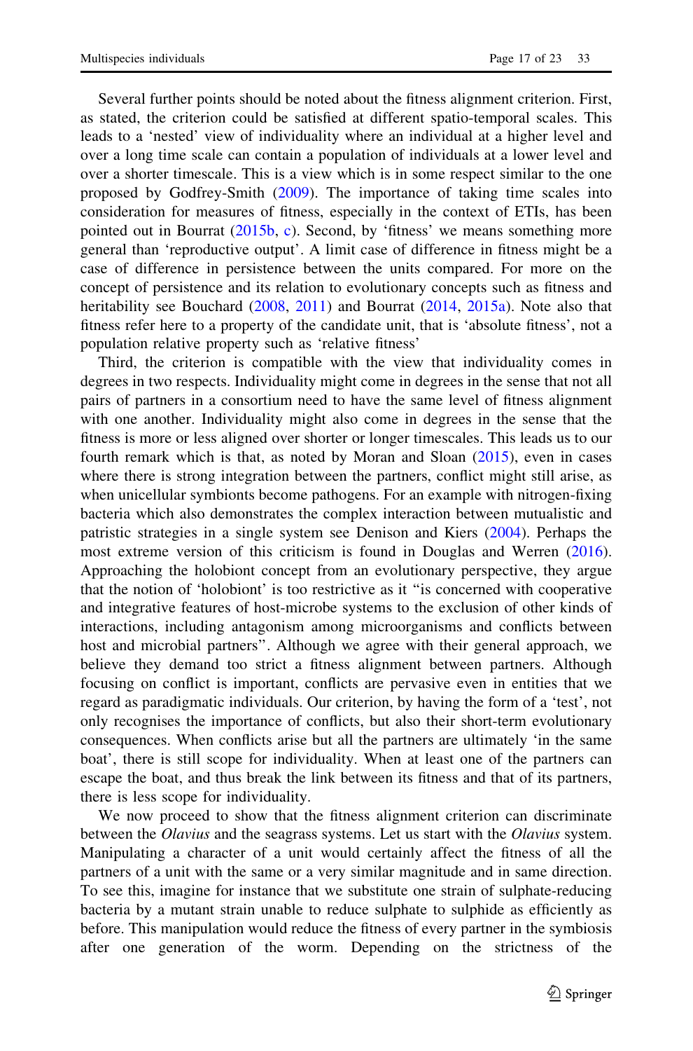Several further points should be noted about the fitness alignment criterion. First, as stated, the criterion could be satisfied at different spatio-temporal scales. This leads to a 'nested' view of individuality where an individual at a higher level and over a long time scale can contain a population of individuals at a lower level and over a shorter timescale. This is a view which is in some respect similar to the one proposed by Godfrey-Smith (2009). The importance of taking time scales into consideration for measures of fitness, especially in the context of ETIs, has been pointed out in Bourrat (2015b, c). Second, by 'fitness' we means something more general than 'reproductive output'. A limit case of difference in fitness might be a case of difference in persistence between the units compared. For more on the concept of persistence and its relation to evolutionary concepts such as fitness and heritability see Bouchard (2008, 2011) and Bourrat (2014, 2015a). Note also that fitness refer here to a property of the candidate unit, that is 'absolute fitness', not a population relative property such as 'relative fitness'

Third, the criterion is compatible with the view that individuality comes in degrees in two respects. Individuality might come in degrees in the sense that not all pairs of partners in a consortium need to have the same level of fitness alignment with one another. Individuality might also come in degrees in the sense that the fitness is more or less aligned over shorter or longer timescales. This leads us to our fourth remark which is that, as noted by Moran and Sloan (2015), even in cases where there is strong integration between the partners, conflict might still arise, as when unicellular symbionts become pathogens. For an example with nitrogen-fixing bacteria which also demonstrates the complex interaction between mutualistic and patristic strategies in a single system see Denison and Kiers (2004). Perhaps the most extreme version of this criticism is found in Douglas and Werren (2016). Approaching the holobiont concept from an evolutionary perspective, they argue that the notion of 'holobiont' is too restrictive as it "is concerned with cooperative and integrative features of host-microbe systems to the exclusion of other kinds of interactions, including antagonism among microorganisms and conflicts between host and microbial partners". Although we agree with their general approach, we believe they demand too strict a fitness alignment between partners. Although focusing on conflict is important, conflicts are pervasive even in entities that we regard as paradigmatic individuals. Our criterion, by having the form of a 'test', not only recognises the importance of conflicts, but also their short-term evolutionary consequences. When conflicts arise but all the partners are ultimately 'in the same boat', there is still scope for individuality. When at least one of the partners can escape the boat, and thus break the link between its fitness and that of its partners, there is less scope for individuality.

We now proceed to show that the fitness alignment criterion can discriminate between the *Olavius* and the seagrass systems. Let us start with the *Olavius* system. Manipulating a character of a unit would certainly affect the fitness of all the partners of a unit with the same or a very similar magnitude and in same direction. To see this, imagine for instance that we substitute one strain of sulphate-reducing bacteria by a mutant strain unable to reduce sulphate to sulphide as efficiently as before. This manipulation would reduce the fitness of every partner in the symbiosis after one generation of the worm. Depending on the strictness of the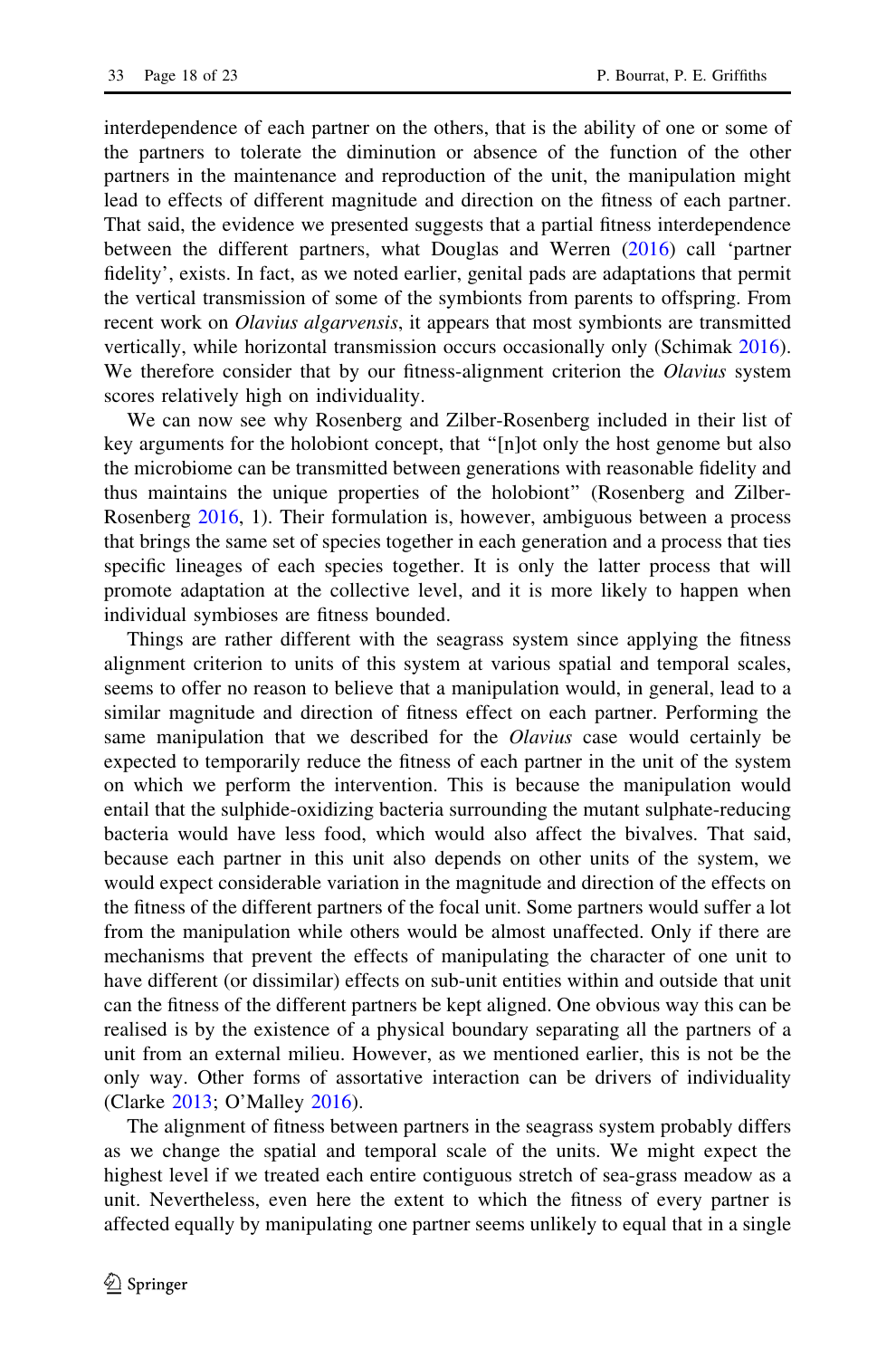interdependence of each partner on the others, that is the ability of one or some of the partners to tolerate the diminution or absence of the function of the other partners in the maintenance and reproduction of the unit, the manipulation might lead to effects of different magnitude and direction on the fitness of each partner. That said, the evidence we presented suggests that a partial fitness interdependence between the different partners, what Douglas and Werren (2016) call 'partner fidelity', exists. In fact, as we noted earlier, genital pads are adaptations that permit the vertical transmission of some of the symbionts from parents to offspring. From recent work on *Olavius algarvensis*, it appears that most symbionts are transmitted vertically, while horizontal transmission occurs occasionally only (Schimak 2016). We therefore consider that by our fitness-alignment criterion the *Olavius* system scores relatively high on individuality.

We can now see why Rosenberg and Zilber-Rosenberg included in their list of key arguments for the holobiont concept, that "[n]ot only the host genome but also the microbiome can be transmitted between generations with reasonable fidelity and thus maintains the unique properties of the holobiont" (Rosenberg and Zilber-Rosenberg 2016, 1). Their formulation is, however, ambiguous between a process that brings the same set of species together in each generation and a process that ties specific lineages of each species together. It is only the latter process that will promote adaptation at the collective level, and it is more likely to happen when individual symbioses are fitness bounded.

Things are rather different with the seagrass system since applying the fitness alignment criterion to units of this system at various spatial and temporal scales, seems to offer no reason to believe that a manipulation would, in general, lead to a similar magnitude and direction of fitness effect on each partner. Performing the same manipulation that we described for the *Olavius* case would certainly be expected to temporarily reduce the fitness of each partner in the unit of the system on which we perform the intervention. This is because the manipulation would entail that the sulphide-oxidizing bacteria surrounding the mutant sulphate-reducing bacteria would have less food, which would also affect the bivalves. That said, because each partner in this unit also depends on other units of the system, we would expect considerable variation in the magnitude and direction of the effects on the fitness of the different partners of the focal unit. Some partners would suffer a lot from the manipulation while others would be almost unaffected. Only if there are mechanisms that prevent the effects of manipulating the character of one unit to have different (or dissimilar) effects on sub-unit entities within and outside that unit can the fitness of the different partners be kept aligned. One obvious way this can be realised is by the existence of a physical boundary separating all the partners of a unit from an external milieu. However, as we mentioned earlier, this is not be the only way. Other forms of assortative interaction can be drivers of individuality (Clarke 2013; O'Malley 2016).

The alignment of fitness between partners in the seagrass system probably differs as we change the spatial and temporal scale of the units. We might expect the highest level if we treated each entire contiguous stretch of sea-grass meadow as a unit. Nevertheless, even here the extent to which the fitness of every partner is affected equally by manipulating one partner seems unlikely to equal that in a single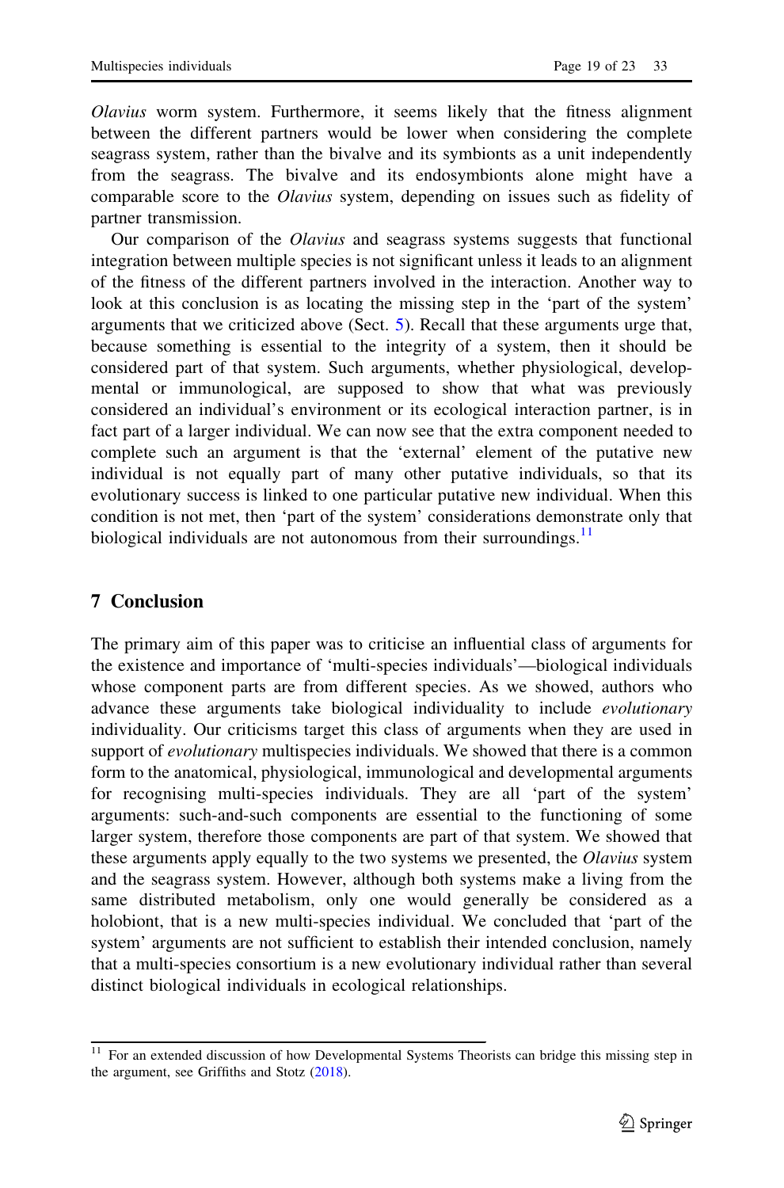*Olavius* worm system. Furthermore, it seems likely that the fitness alignment between the different partners would be lower when considering the complete seagrass system, rather than the bivalve and its symbionts as a unit independently from the seagrass. The bivalve and its endosymbionts alone might have a comparable score to the *Olavius* system, depending on issues such as fidelity of partner transmission.

Our comparison of the *Olavius* and seagrass systems suggests that functional integration between multiple species is not significant unless it leads to an alignment of the fitness of the different partners involved in the interaction. Another way to look at this conclusion is as locating the missing step in the 'part of the system' arguments that we criticized above (Sect. 5). Recall that these arguments urge that, because something is essential to the integrity of a system, then it should be considered part of that system. Such arguments, whether physiological, developmental or immunological, are supposed to show that what was previously considered an individual's environment or its ecological interaction partner, is in fact part of a larger individual. We can now see that the extra component needed to complete such an argument is that the 'external' element of the putative new individual is not equally part of many other putative individuals, so that its evolutionary success is linked to one particular putative new individual. When this condition is not met, then 'part of the system' considerations demonstrate only that biological individuals are not autonomous from their surroundings.[11]

## 7 Conclusion

The primary aim of this paper was to criticise an influential class of arguments for the existence and importance of 'multi-species individuals'—biological individuals whose component parts are from different species. As we showed, authors who advance these arguments take biological individuality to include *evolutionary* individuality. Our criticisms target this class of arguments when they are used in support of *evolutionary* multispecies individuals. We showed that there is a common form to the anatomical, physiological, immunological and developmental arguments for recognising multi-species individuals. They are all 'part of the system' arguments: such-and-such components are essential to the functioning of some larger system, therefore those components are part of that system. We showed that these arguments apply equally to the two systems we presented, the *Olavius* system and the seagrass system. However, although both systems make a living from the same distributed metabolism, only one would generally be considered as a holobiont, that is a new multi-species individual. We concluded that 'part of the system' arguments are not sufficient to establish their intended conclusion, namely that a multi-species consortium is a new evolutionary individual rather than several distinct biological individuals in ecological relationships.

---

[11] For an extended discussion of how Developmental Systems Theorists can bridge this missing step in the argument, see Griffiths and Stotz (2018).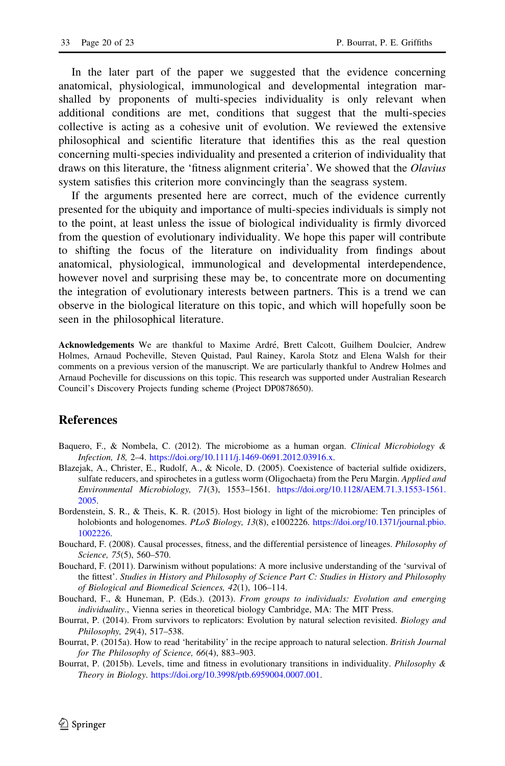In the later part of the paper we suggested that the evidence concerning anatomical, physiological, immunological and developmental integration marshalled by proponents of multi-species individuality is only relevant when additional conditions are met, conditions that suggest that the multi-species collective is acting as a cohesive unit of evolution. We reviewed the extensive philosophical and scientific literature that identifies this as the real question concerning multi-species individuality and presented a criterion of individuality that draws on this literature, the 'fitness alignment criteria'. We showed that the *Olavius* system satisfies this criterion more convincingly than the seagrass system.

If the arguments presented here are correct, much of the evidence currently presented for the ubiquity and importance of multi-species individuals is simply not to the point, at least unless the issue of biological individuality is firmly divorced from the question of evolutionary individuality. We hope this paper will contribute to shifting the focus of the literature on individuality from findings about anatomical, physiological, immunological and developmental interdependence, however novel and surprising these may be, to concentrate more on documenting the integration of evolutionary interests between partners. This is a trend we can observe in the biological literature on this topic, and which will hopefully soon be seen in the philosophical literature.

**Acknowledgements** We are thankful to Maxime André, Brett Calcott, Guilhem Doulcier, Andrew Holmes, Arnaud Pocheville, Steven Quistad, Paul Rainey, Karola Stotz and Elena Walsh for their comments on a previous version of the manuscript. We are particularly thankful to Andrew Holmes and Arnaud Pocheville for discussions on this topic. This research was supported under Australian Research Council's Discovery Projects funding scheme (Project DP0878650).

## References

Baquero, F., & Nombela, C. (2012). The microbiome as a human organ. *Clinical Microbiology & Infection, 18,* 2–4. https://doi.org/10.1111/j.1469-0691.2012.03916.x.

Blazejak, A., Christer, E., Rudolf, A., & Nicole, D. (2005). Coexistence of bacterial sulfide oxidizers, sulfate reducers, and spirochetes in a gutless worm (Oligochaeta) from the Peru Margin. *Applied and Environmental Microbiology, 71*(3), 1553–1561. https://doi.org/10.1128/AEM.71.3.1553-1561.2005.

Bordenstein, S. R., & Theis, K. R. (2015). Host biology in light of the microbiome: Ten principles of holobionts and hologenomes. *PLoS Biology, 13*(8), e1002226. https://doi.org/10.1371/journal.pbio.1002226.

Bouchard, F. (2008). Causal processes, fitness, and the differential persistence of lineages. *Philosophy of Science, 75*(5), 560–570.

Bouchard, F. (2011). Darwinism without populations: A more inclusive understanding of the 'survival of the fittest'. *Studies in History and Philosophy of Science Part C: Studies in History and Philosophy of Biological and Biomedical Sciences, 42*(1), 106–114.

Bouchard, F., & Huneman, P. (Eds.). (2013). *From groups to individuals: Evolution and emerging individuality*., Vienna series in theoretical biology Cambridge, MA: The MIT Press.

Bourrat, P. (2014). From survivors to replicators: Evolution by natural selection revisited. *Biology and Philosophy, 29*(4), 517–538.

Bourrat, P. (2015a). How to read 'heritability' in the recipe approach to natural selection. *British Journal for The Philosophy of Science, 66*(4), 883–903.

Bourrat, P. (2015b). Levels, time and fitness in evolutionary transitions in individuality. *Philosophy & Theory in Biology*. https://doi.org/10.3998/ptb.6959004.0007.001.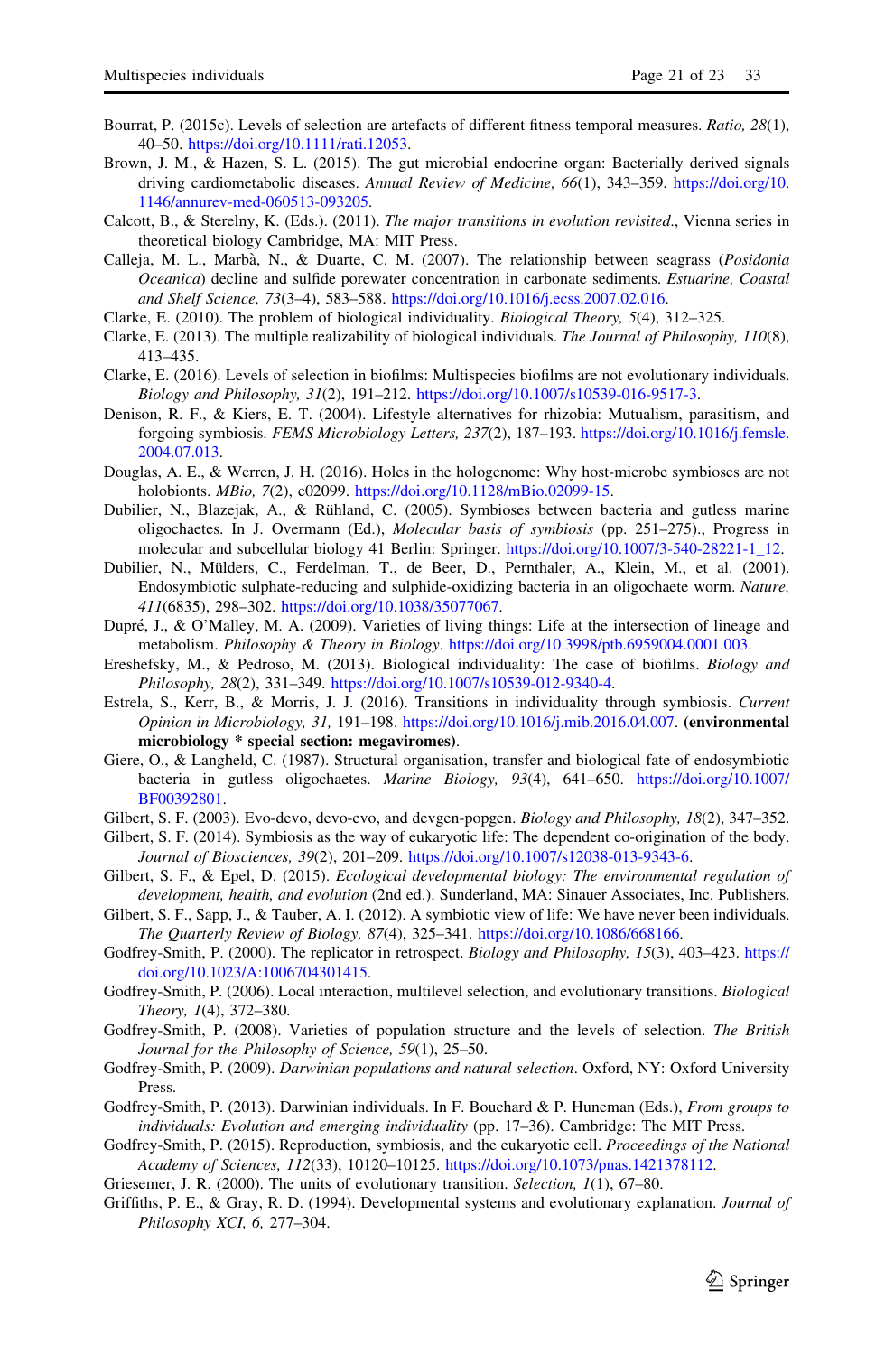Bourrat, P. (2015c). Levels of selection are artefacts of different fitness temporal measures. *Ratio, 28*(1), 40–50. https://doi.org/10.1111/rati.12053.

Brown, J. M., & Hazen, S. L. (2015). The gut microbial endocrine organ: Bacterially derived signals driving cardiometabolic diseases. *Annual Review of Medicine, 66*(1), 343–359. https://doi.org/10.1146/annurev-med-060513-093205.

Calcott, B., & Sterelny, K. (Eds.). (2011). *The major transitions in evolution revisited.*, Vienna series in theoretical biology Cambridge, MA: MIT Press.

Calleja, M. L., Marbà, N., & Duarte, C. M. (2007). The relationship between seagrass (*Posidonia Oceanica*) decline and sulfide porewater concentration in carbonate sediments. *Estuarine, Coastal and Shelf Science, 73*(3–4), 583–588. https://doi.org/10.1016/j.ecss.2007.02.016.

Clarke, E. (2010). The problem of biological individuality. *Biological Theory, 5*(4), 312–325.

Clarke, E. (2013). The multiple realizability of biological individuals. *The Journal of Philosophy, 110*(8), 413–435.

Clarke, E. (2016). Levels of selection in biofilms: Multispecies biofilms are not evolutionary individuals. *Biology and Philosophy, 31*(2), 191–212. https://doi.org/10.1007/s10539-016-9517-3.

Denison, R. F., & Kiers, E. T. (2004). Lifestyle alternatives for rhizobia: Mutualism, parasitism, and forgoing symbiosis. *FEMS Microbiology Letters, 237*(2), 187–193. https://doi.org/10.1016/j.femsle.2004.07.013.

Douglas, A. E., & Werren, J. H. (2016). Holes in the hologenome: Why host-microbe symbioses are not holobionts. *MBio, 7*(2), e02099. https://doi.org/10.1128/mBio.02099-15.

Dubilier, N., Blazejak, A., & Rühland, C. (2005). Symbioses between bacteria and gutless marine oligochaetes. In J. Overmann (Ed.), *Molecular basis of symbiosis* (pp. 251–275)., Progress in molecular and subcellular biology 41 Berlin: Springer. https://doi.org/10.1007/3-540-28221-1_12.

Dubilier, N., Mülders, C., Ferdelman, T., de Beer, D., Pernthaler, A., Klein, M., et al. (2001). Endosymbiotic sulphate-reducing and sulphide-oxidizing bacteria in an oligochaete worm. *Nature, 411*(6835), 298–302. https://doi.org/10.1038/35077067.

Dupré, J., & O'Malley, M. A. (2009). Varieties of living things: Life at the intersection of lineage and metabolism. *Philosophy & Theory in Biology*. https://doi.org/10.3998/ptb.6959004.0001.003.

Ereshefsky, M., & Pedroso, M. (2013). Biological individuality: The case of biofilms. *Biology and Philosophy, 28*(2), 331–349. https://doi.org/10.1007/s10539-012-9340-4.

Estrela, S., Kerr, B., & Morris, J. J. (2016). Transitions in individuality through symbiosis. *Current Opinion in Microbiology, 31,* 191–198. https://doi.org/10.1016/j.mib.2016.04.007. **(environmental microbiology * special section: megaviromes)**.

Giere, O., & Langheld, C. (1987). Structural organisation, transfer and biological fate of endosymbiotic bacteria in gutless oligochaetes. *Marine Biology, 93*(4), 641–650. https://doi.org/10.1007/BF00392801.

Gilbert, S. F. (2003). Evo-devo, devo-evo, and devgen-popgen. *Biology and Philosophy, 18*(2), 347–352.

Gilbert, S. F. (2014). Symbiosis as the way of eukaryotic life: The dependent co-origination of the body. *Journal of Biosciences, 39*(2), 201–209. https://doi.org/10.1007/s12038-013-9343-6.

Gilbert, S. F., & Epel, D. (2015). *Ecological developmental biology: The environmental regulation of development, health, and evolution* (2nd ed.). Sunderland, MA: Sinauer Associates, Inc. Publishers.

Gilbert, S. F., Sapp, J., & Tauber, A. I. (2012). A symbiotic view of life: We have never been individuals. *The Quarterly Review of Biology, 87*(4), 325–341. https://doi.org/10.1086/668166.

Godfrey-Smith, P. (2000). The replicator in retrospect. *Biology and Philosophy, 15*(3), 403–423. https://doi.org/10.1023/A:1006704301415.

Godfrey-Smith, P. (2006). Local interaction, multilevel selection, and evolutionary transitions. *Biological Theory, 1*(4), 372–380.

Godfrey-Smith, P. (2008). Varieties of population structure and the levels of selection. *The British Journal for the Philosophy of Science, 59*(1), 25–50.

Godfrey-Smith, P. (2009). *Darwinian populations and natural selection*. Oxford, NY: Oxford University Press.

Godfrey-Smith, P. (2013). Darwinian individuals. In F. Bouchard & P. Huneman (Eds.), *From groups to individuals: Evolution and emerging individuality* (pp. 17–36). Cambridge: The MIT Press.

Godfrey-Smith, P. (2015). Reproduction, symbiosis, and the eukaryotic cell. *Proceedings of the National Academy of Sciences, 112*(33), 10120–10125. https://doi.org/10.1073/pnas.1421378112.

Griesemer, J. R. (2000). The units of evolutionary transition. *Selection, 1*(1), 67–80.

Griffiths, P. E., & Gray, R. D. (1994). Developmental systems and evolutionary explanation. *Journal of Philosophy XCI, 6,* 277–304.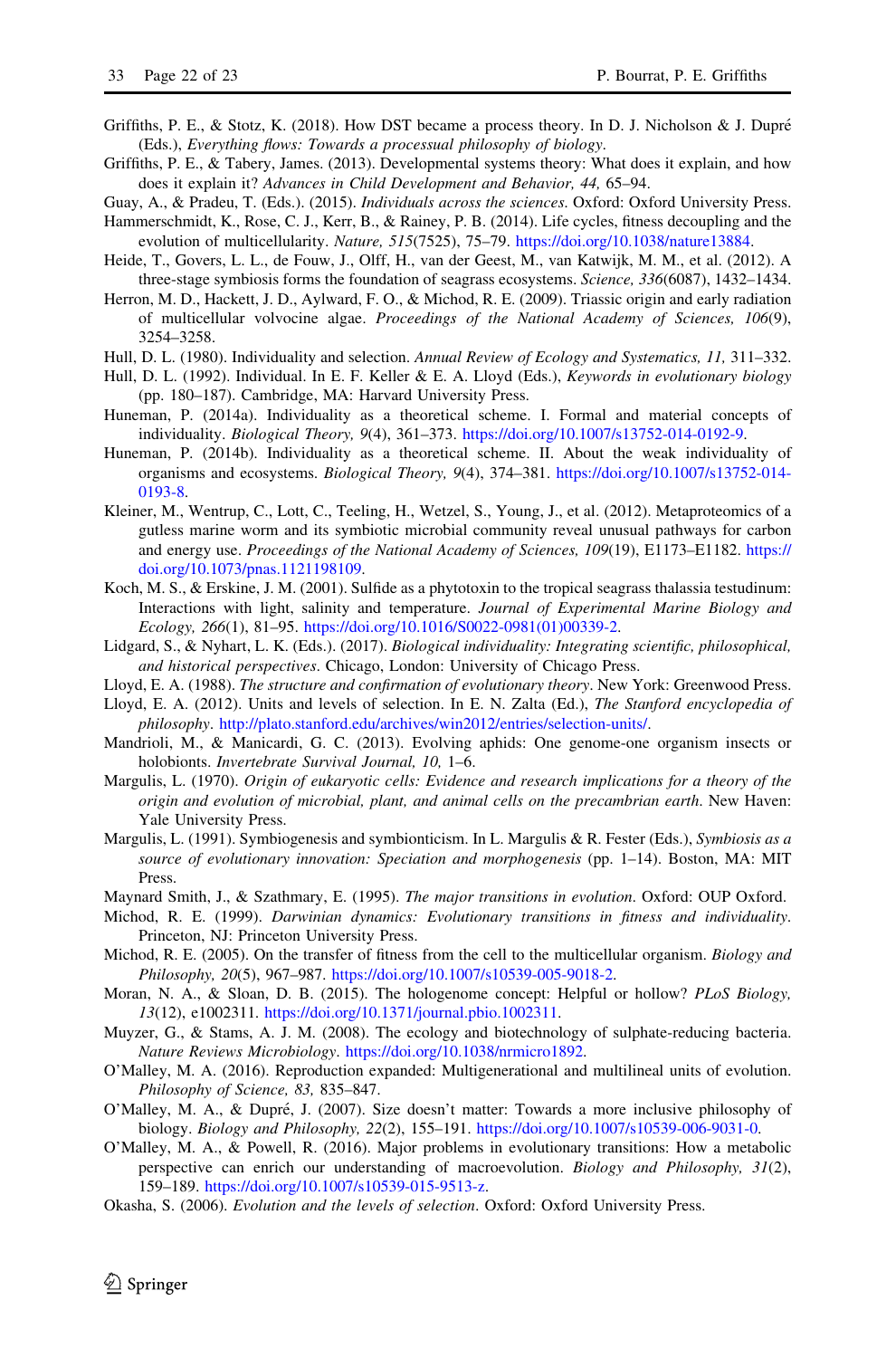Griffiths, P. E., & Stotz, K. (2018). How DST became a process theory. In D. J. Nicholson & J. Dupré (Eds.), *Everything flows: Towards a processual philosophy of biology*.

Griffiths, P. E., & Tabery, James. (2013). Developmental systems theory: What does it explain, and how does it explain it? *Advances in Child Development and Behavior, 44,* 65–94.

Guay, A., & Pradeu, T. (Eds.). (2015). *Individuals across the sciences*. Oxford: Oxford University Press.

Hammerschmidt, K., Rose, C. J., Kerr, B., & Rainey, P. B. (2014). Life cycles, fitness decoupling and the evolution of multicellularity. *Nature, 515*(7525), 75–79. https://doi.org/10.1038/nature13884.

Heide, T., Govers, L. L., de Fouw, J., Olff, H., van der Geest, M., van Katwijk, M. M., et al. (2012). A three-stage symbiosis forms the foundation of seagrass ecosystems. *Science, 336*(6087), 1432–1434.

Herron, M. D., Hackett, J. D., Aylward, F. O., & Michod, R. E. (2009). Triassic origin and early radiation of multicellular volvocine algae. *Proceedings of the National Academy of Sciences, 106*(9), 3254–3258.

Hull, D. L. (1980). Individuality and selection. *Annual Review of Ecology and Systematics, 11,* 311–332.

Hull, D. L. (1992). Individual. In E. F. Keller & E. A. Lloyd (Eds.), *Keywords in evolutionary biology* (pp. 180–187). Cambridge, MA: Harvard University Press.

Huneman, P. (2014a). Individuality as a theoretical scheme. I. Formal and material concepts of individuality. *Biological Theory, 9*(4), 361–373. https://doi.org/10.1007/s13752-014-0192-9.

Huneman, P. (2014b). Individuality as a theoretical scheme. II. About the weak individuality of organisms and ecosystems. *Biological Theory, 9*(4), 374–381. https://doi.org/10.1007/s13752-014-0193-8.

Kleiner, M., Wentrup, C., Lott, C., Teeling, H., Wetzel, S., Young, J., et al. (2012). Metaproteomics of a gutless marine worm and its symbiotic microbial community reveal unusual pathways for carbon and energy use. *Proceedings of the National Academy of Sciences, 109*(19), E1173–E1182. https://doi.org/10.1073/pnas.1121198109.

Koch, M. S., & Erskine, J. M. (2001). Sulfide as a phytotoxin to the tropical seagrass thalassia testudinum: Interactions with light, salinity and temperature. *Journal of Experimental Marine Biology and Ecology, 266*(1), 81–95. https://doi.org/10.1016/S0022-0981(01)00339-2.

Lidgard, S., & Nyhart, L. K. (Eds.). (2017). *Biological individuality: Integrating scientific, philosophical, and historical perspectives*. Chicago, London: University of Chicago Press.

Lloyd, E. A. (1988). *The structure and confirmation of evolutionary theory*. New York: Greenwood Press.

Lloyd, E. A. (2012). Units and levels of selection. In E. N. Zalta (Ed.), *The Stanford encyclopedia of philosophy*. http://plato.stanford.edu/archives/win2012/entries/selection-units/.

Mandrioli, M., & Manicardi, G. C. (2013). Evolving aphids: One genome-one organism insects or holobionts. *Invertebrate Survival Journal, 10,* 1–6.

Margulis, L. (1970). *Origin of eukaryotic cells: Evidence and research implications for a theory of the origin and evolution of microbial, plant, and animal cells on the precambrian earth*. New Haven: Yale University Press.

Margulis, L. (1991). Symbiogenesis and symbionticism. In L. Margulis & R. Fester (Eds.), *Symbiosis as a source of evolutionary innovation: Speciation and morphogenesis* (pp. 1–14). Boston, MA: MIT Press.

Maynard Smith, J., & Szathmary, E. (1995). *The major transitions in evolution*. Oxford: OUP Oxford.

Michod, R. E. (1999). *Darwinian dynamics: Evolutionary transitions in fitness and individuality*. Princeton, NJ: Princeton University Press.

Michod, R. E. (2005). On the transfer of fitness from the cell to the multicellular organism. *Biology and Philosophy, 20*(5), 967–987. https://doi.org/10.1007/s10539-005-9018-2.

Moran, N. A., & Sloan, D. B. (2015). The hologenome concept: Helpful or hollow? *PLoS Biology, 13*(12), e1002311. https://doi.org/10.1371/journal.pbio.1002311.

Muyzer, G., & Stams, A. J. M. (2008). The ecology and biotechnology of sulphate-reducing bacteria. *Nature Reviews Microbiology*. https://doi.org/10.1038/nrmicro1892.

O'Malley, M. A. (2016). Reproduction expanded: Multigenerational and multilineal units of evolution. *Philosophy of Science, 83,* 835–847.

O'Malley, M. A., & Dupré, J. (2007). Size doesn't matter: Towards a more inclusive philosophy of biology. *Biology and Philosophy, 22*(2), 155–191. https://doi.org/10.1007/s10539-006-9031-0.

O'Malley, M. A., & Powell, R. (2016). Major problems in evolutionary transitions: How a metabolic perspective can enrich our understanding of macroevolution. *Biology and Philosophy, 31*(2), 159–189. https://doi.org/10.1007/s10539-015-9513-z.

Okasha, S. (2006). *Evolution and the levels of selection*. Oxford: Oxford University Press.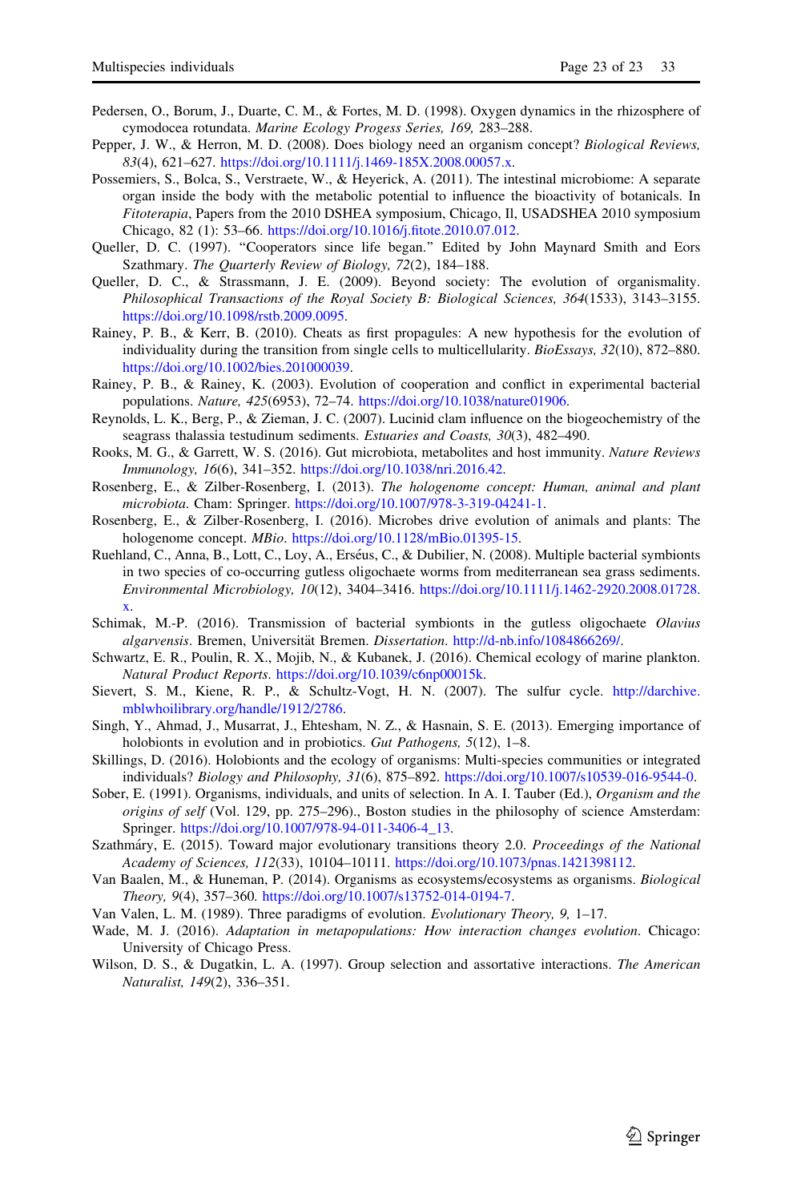Pedersen, O., Borum, J., Duarte, C. M., & Fortes, M. D. (1998). Oxygen dynamics in the rhizosphere of cymodocea rotundata. *Marine Ecology Progess Series, 169,* 283–288.

Pepper, J. W., & Herron, M. D. (2008). Does biology need an organism concept? *Biological Reviews, 83*(4), 621–627. https://doi.org/10.1111/j.1469-185X.2008.00057.x.

Possemiers, S., Bolca, S., Verstraete, W., & Heyerick, A. (2011). The intestinal microbiome: A separate organ inside the body with the metabolic potential to influence the bioactivity of botanicals. In *Fitoterapia*, Papers from the 2010 DSHEA symposium, Chicago, Il, USADSHEA 2010 symposium Chicago, 82 (1): 53–66. https://doi.org/10.1016/j.fitote.2010.07.012.

Queller, D. C. (1997). "Cooperators since life began." Edited by John Maynard Smith and Eors Szathmary. *The Quarterly Review of Biology, 72*(2), 184–188.

Queller, D. C., & Strassmann, J. E. (2009). Beyond society: The evolution of organismality. *Philosophical Transactions of the Royal Society B: Biological Sciences, 364*(1533), 3143–3155. https://doi.org/10.1098/rstb.2009.0095.

Rainey, P. B., & Kerr, B. (2010). Cheats as first propagules: A new hypothesis for the evolution of individuality during the transition from single cells to multicellularity. *BioEssays, 32*(10), 872–880. https://doi.org/10.1002/bies.201000039.

Rainey, P. B., & Rainey, K. (2003). Evolution of cooperation and conflict in experimental bacterial populations. *Nature, 425*(6953), 72–74. https://doi.org/10.1038/nature01906.

Reynolds, L. K., Berg, P., & Zieman, J. C. (2007). Lucinid clam influence on the biogeochemistry of the seagrass thalassia testudinum sediments. *Estuaries and Coasts, 30*(3), 482–490.

Rooks, M. G., & Garrett, W. S. (2016). Gut microbiota, metabolites and host immunity. *Nature Reviews Immunology, 16*(6), 341–352. https://doi.org/10.1038/nri.2016.42.

Rosenberg, E., & Zilber-Rosenberg, I. (2013). *The hologenome concept: Human, animal and plant microbiota*. Cham: Springer. https://doi.org/10.1007/978-3-319-04241-1.

Rosenberg, E., & Zilber-Rosenberg, I. (2016). Microbes drive evolution of animals and plants: The hologenome concept. *MBio*. https://doi.org/10.1128/mBio.01395-15.

Ruehland, C., Anna, B., Lott, C., Loy, A., Erséus, C., & Dubilier, N. (2008). Multiple bacterial symbionts in two species of co-occurring gutless oligochaete worms from mediterranean sea grass sediments. *Environmental Microbiology, 10*(12), 3404–3416. https://doi.org/10.1111/j.1462-2920.2008.01728.x.

Schimak, M.-P. (2016). Transmission of bacterial symbionts in the gutless oligochaete *Olavius algarvensis*. Bremen, Universität Bremen. *Dissertation*. http://d-nb.info/1084866269/.

Schwartz, E. R., Poulin, R. X., Mojib, N., & Kubanek, J. (2016). Chemical ecology of marine plankton. *Natural Product Reports*. https://doi.org/10.1039/c6np00015k.

Sievert, S. M., Kiene, R. P., & Schultz-Vogt, H. N. (2007). The sulfur cycle. http://darchive.mblwhoilibrary.org/handle/1912/2786.

Singh, Y., Ahmad, J., Musarrat, J., Ehtesham, N. Z., & Hasnain, S. E. (2013). Emerging importance of holobionts in evolution and in probiotics. *Gut Pathogens, 5*(12), 1–8.

Skillings, D. (2016). Holobionts and the ecology of organisms: Multi-species communities or integrated individuals? *Biology and Philosophy, 31*(6), 875–892. https://doi.org/10.1007/s10539-016-9544-0.

Sober, E. (1991). Organisms, individuals, and units of selection. In A. I. Tauber (Ed.), *Organism and the origins of self* (Vol. 129, pp. 275–296)., Boston studies in the philosophy of science Amsterdam: Springer. https://doi.org/10.1007/978-94-011-3406-4_13.

Szathmáry, E. (2015). Toward major evolutionary transitions theory 2.0. *Proceedings of the National Academy of Sciences, 112*(33), 10104–10111. https://doi.org/10.1073/pnas.1421398112.

Van Baalen, M., & Huneman, P. (2014). Organisms as ecosystems/ecosystems as organisms. *Biological Theory, 9*(4), 357–360. https://doi.org/10.1007/s13752-014-0194-7.

Van Valen, L. M. (1989). Three paradigms of evolution. *Evolutionary Theory, 9,* 1–17.

Wade, M. J. (2016). *Adaptation in metapopulations: How interaction changes evolution*. Chicago: University of Chicago Press.

Wilson, D. S., & Dugatkin, L. A. (1997). Group selection and assortative interactions. *The American Naturalist, 149*(2), 336–351.